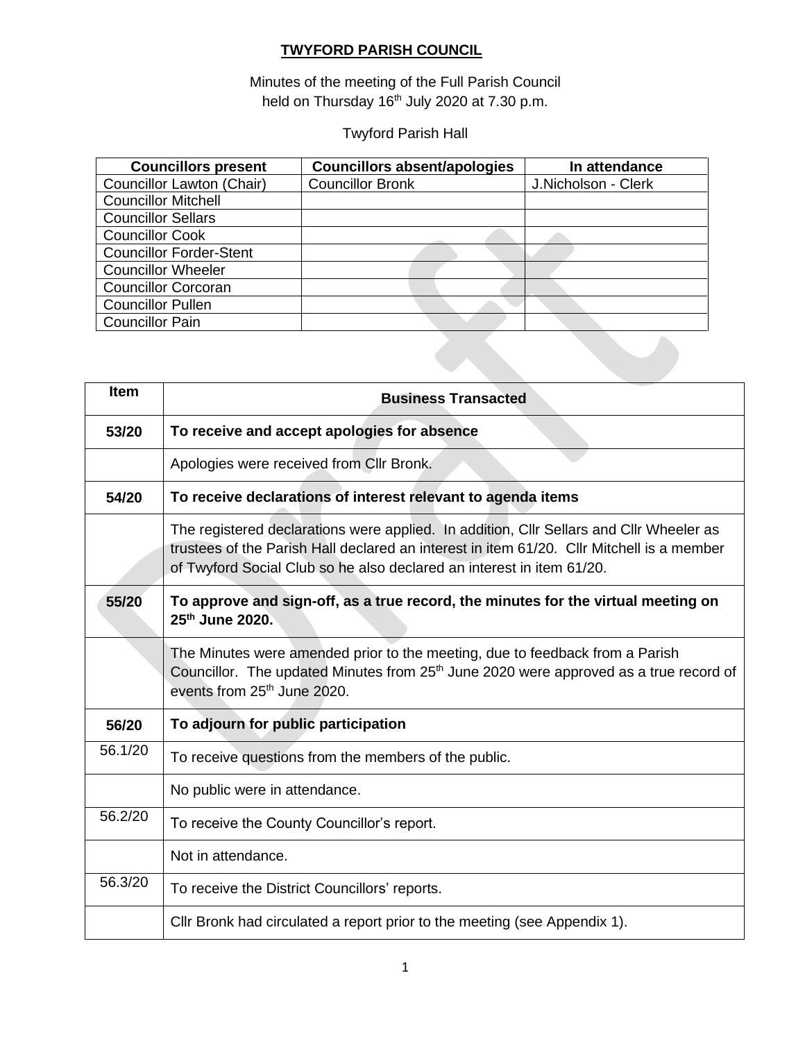# TWYFORD PARISH COUNCIL

Minutes of the meeting of the Full Parish Council
held on Thursday 16th July 2020 at 7.30 p.m.

Twyford Parish Hall

| Councillors present | Councillors absent/apologies | In attendance |
|---|---|---|
| Councillor Lawton (Chair) | Councillor Bronk | J.Nicholson - Clerk |
| Councillor Mitchell | | |
| Councillor Sellars | | |
| Councillor Cook | | |
| Councillor Forder-Stent | | |
| Councillor Wheeler | | |
| Councillor Corcoran | | |
| Councillor Pullen | | |
| Councillor Pain | | |

| Item | Business Transacted |
|---|---|
| **53/20** | **To receive and accept apologies for absence** |
| | Apologies were received from Cllr Bronk. |
| **54/20** | **To receive declarations of interest relevant to agenda items** |
| | The registered declarations were applied. In addition, Cllr Sellars and Cllr Wheeler as trustees of the Parish Hall declared an interest in item 61/20. Cllr Mitchell is a member of Twyford Social Club so he also declared an interest in item 61/20. |
| **55/20** | **To approve and sign-off, as a true record, the minutes for the virtual meeting on 25th June 2020.** |
| | The Minutes were amended prior to the meeting, due to feedback from a Parish Councillor. The updated Minutes from 25th June 2020 were approved as a true record of events from 25th June 2020. |
| **56/20** | **To adjourn for public participation** |
| 56.1/20 | To receive questions from the members of the public. |
| | No public were in attendance. |
| 56.2/20 | To receive the County Councillor's report. |
| | Not in attendance. |
| 56.3/20 | To receive the District Councillors' reports. |
| | Cllr Bronk had circulated a report prior to the meeting (see Appendix 1). |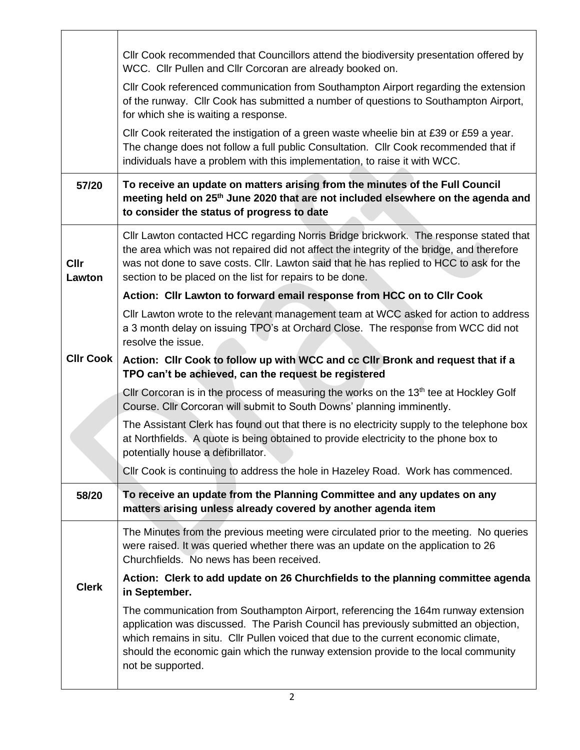| | |
|---|---|
| | Cllr Cook recommended that Councillors attend the biodiversity presentation offered by WCC. Cllr Pullen and Cllr Corcoran are already booked on.<br><br>Cllr Cook referenced communication from Southampton Airport regarding the extension of the runway. Cllr Cook has submitted a number of questions to Southampton Airport, for which she is waiting a response.<br><br>Cllr Cook reiterated the instigation of a green waste wheelie bin at £39 or £59 a year. The change does not follow a full public Consultation. Cllr Cook recommended that if individuals have a problem with this implementation, to raise it with WCC. |
| **57/20** | **To receive an update on matters arising from the minutes of the Full Council meeting held on 25th June 2020 that are not included elsewhere on the agenda and to consider the status of progress to date** |
| **Cllr Lawton**<br><br>**Cllr Cook** | Cllr Lawton contacted HCC regarding Norris Bridge brickwork. The response stated that the area which was not repaired did not affect the integrity of the bridge, and therefore was not done to save costs. Cllr. Lawton said that he has replied to HCC to ask for the section to be placed on the list for repairs to be done.<br><br>**Action: Cllr Lawton to forward email response from HCC on to Cllr Cook**<br><br>Cllr Lawton wrote to the relevant management team at WCC asked for action to address a 3 month delay on issuing TPO's at Orchard Close. The response from WCC did not resolve the issue.<br><br>**Action: Cllr Cook to follow up with WCC and cc Cllr Bronk and request that if a TPO can't be achieved, can the request be registered**<br><br>Cllr Corcoran is in the process of measuring the works on the 13th tee at Hockley Golf Course. Cllr Corcoran will submit to South Downs' planning imminently.<br><br>The Assistant Clerk has found out that there is no electricity supply to the telephone box at Northfields. A quote is being obtained to provide electricity to the phone box to potentially house a defibrillator.<br><br>Cllr Cook is continuing to address the hole in Hazeley Road. Work has commenced. |
| **58/20** | **To receive an update from the Planning Committee and any updates on any matters arising unless already covered by another agenda item** |
| **Clerk** | The Minutes from the previous meeting were circulated prior to the meeting. No queries were raised. It was queried whether there was an update on the application to 26 Churchfields. No news has been received.<br><br>**Action: Clerk to add update on 26 Churchfields to the planning committee agenda in September.**<br><br>The communication from Southampton Airport, referencing the 164m runway extension application was discussed. The Parish Council has previously submitted an objection, which remains in situ. Cllr Pullen voiced that due to the current economic climate, should the economic gain which the runway extension provide to the local community not be supported. |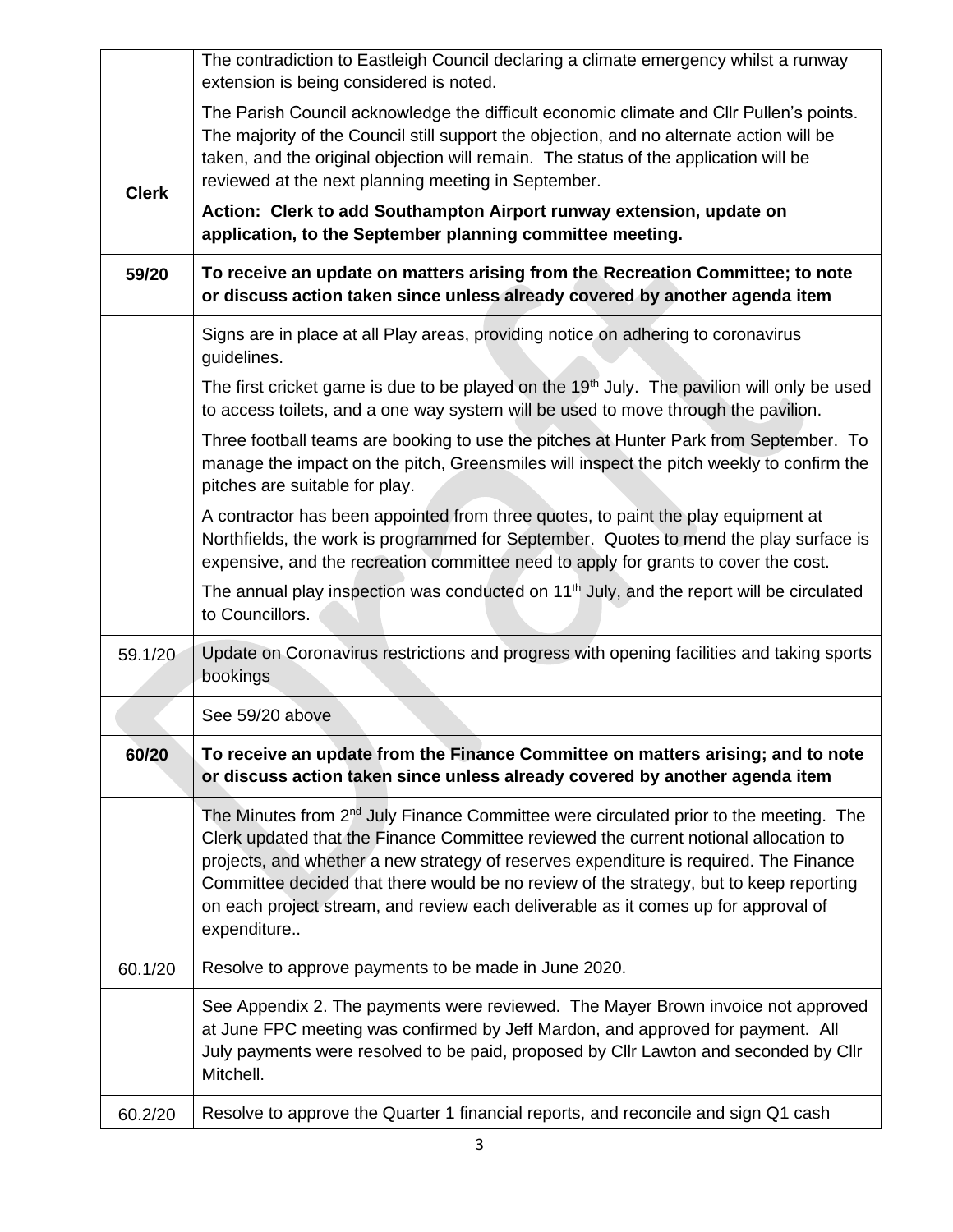| | |
|---|---|
| **Clerk** | The contradiction to Eastleigh Council declaring a climate emergency whilst a runway extension is being considered is noted.<br><br>The Parish Council acknowledge the difficult economic climate and Cllr Pullen's points. The majority of the Council still support the objection, and no alternate action will be taken, and the original objection will remain. The status of the application will be reviewed at the next planning meeting in September.<br><br>**Action: Clerk to add Southampton Airport runway extension, update on application, to the September planning committee meeting.** |
| **59/20** | **To receive an update on matters arising from the Recreation Committee; to note or discuss action taken since unless already covered by another agenda item** |
| | Signs are in place at all Play areas, providing notice on adhering to coronavirus guidelines.<br><br>The first cricket game is due to be played on the 19th July. The pavilion will only be used to access toilets, and a one way system will be used to move through the pavilion.<br><br>Three football teams are booking to use the pitches at Hunter Park from September. To manage the impact on the pitch, Greensmiles will inspect the pitch weekly to confirm the pitches are suitable for play.<br><br>A contractor has been appointed from three quotes, to paint the play equipment at Northfields, the work is programmed for September. Quotes to mend the play surface is expensive, and the recreation committee need to apply for grants to cover the cost.<br><br>The annual play inspection was conducted on 11th July, and the report will be circulated to Councillors. |
| 59.1/20 | Update on Coronavirus restrictions and progress with opening facilities and taking sports bookings |
| | See 59/20 above |
| **60/20** | **To receive an update from the Finance Committee on matters arising; and to note or discuss action taken since unless already covered by another agenda item** |
| | The Minutes from 2nd July Finance Committee were circulated prior to the meeting. The Clerk updated that the Finance Committee reviewed the current notional allocation to projects, and whether a new strategy of reserves expenditure is required. The Finance Committee decided that there would be no review of the strategy, but to keep reporting on each project stream, and review each deliverable as it comes up for approval of expenditure.. |
| 60.1/20 | Resolve to approve payments to be made in June 2020. |
| | See Appendix 2. The payments were reviewed. The Mayer Brown invoice not approved at June FPC meeting was confirmed by Jeff Mardon, and approved for payment. All July payments were resolved to be paid, proposed by Cllr Lawton and seconded by Cllr Mitchell. |
| 60.2/20 | Resolve to approve the Quarter 1 financial reports, and reconcile and sign Q1 cash |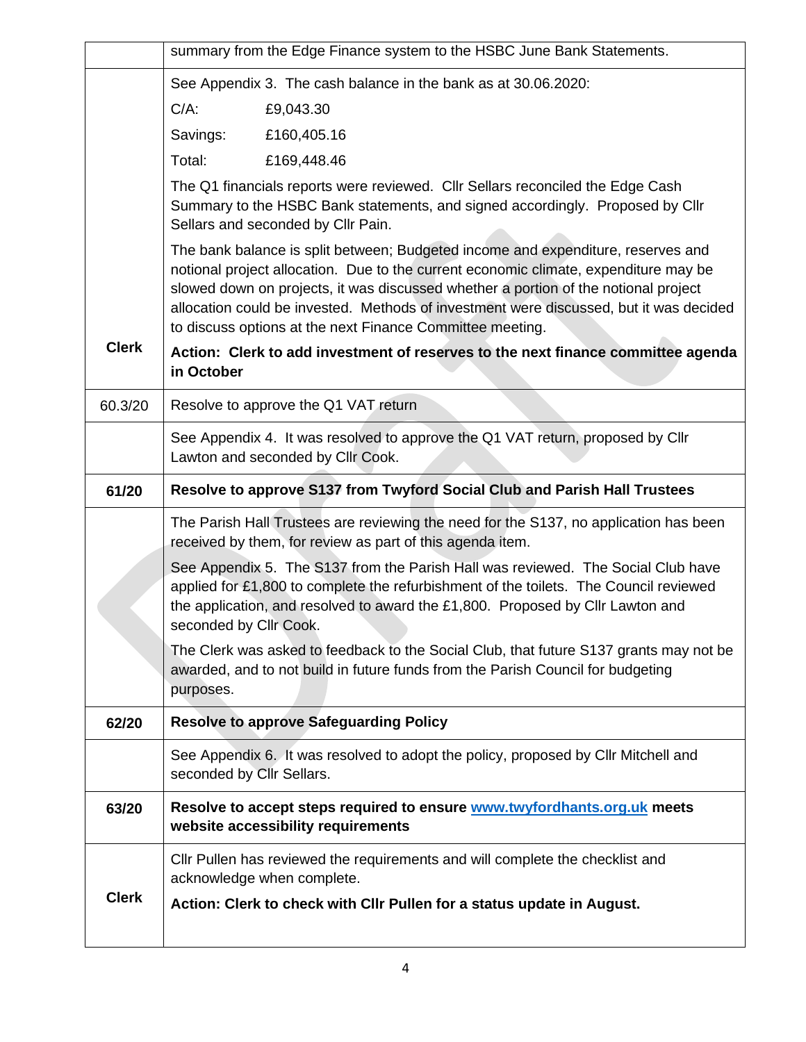| | |
|---|---|
| | summary from the Edge Finance system to the HSBC June Bank Statements. |
| | See Appendix 3. The cash balance in the bank as at 30.06.2020:<br>C/A: £9,043.30<br>Savings: £160,405.16<br>Total: £169,448.46<br>The Q1 financials reports were reviewed. Cllr Sellars reconciled the Edge Cash Summary to the HSBC Bank statements, and signed accordingly. Proposed by Cllr Sellars and seconded by Cllr Pain.<br>The bank balance is split between; Budgeted income and expenditure, reserves and notional project allocation. Due to the current economic climate, expenditure may be slowed down on projects, it was discussed whether a portion of the notional project allocation could be invested. Methods of investment were discussed, but it was decided to discuss options at the next Finance Committee meeting. |
| **Clerk** | **Action: Clerk to add investment of reserves to the next finance committee agenda in October** |
| 60.3/20 | Resolve to approve the Q1 VAT return |
| | See Appendix 4. It was resolved to approve the Q1 VAT return, proposed by Cllr Lawton and seconded by Cllr Cook. |
| **61/20** | **Resolve to approve S137 from Twyford Social Club and Parish Hall Trustees** |
| | The Parish Hall Trustees are reviewing the need for the S137, no application has been received by them, for review as part of this agenda item.<br>See Appendix 5. The S137 from the Parish Hall was reviewed. The Social Club have applied for £1,800 to complete the refurbishment of the toilets. The Council reviewed the application, and resolved to award the £1,800. Proposed by Cllr Lawton and seconded by Cllr Cook.<br>The Clerk was asked to feedback to the Social Club, that future S137 grants may not be awarded, and to not build in future funds from the Parish Council for budgeting purposes. |
| **62/20** | **Resolve to approve Safeguarding Policy** |
| | See Appendix 6. It was resolved to adopt the policy, proposed by Cllr Mitchell and seconded by Cllr Sellars. |
| **63/20** | **Resolve to accept steps required to ensure [www.twyfordhants.org.uk](http://www.twyfordhants.org.uk) meets website accessibility requirements** |
| | Cllr Pullen has reviewed the requirements and will complete the checklist and acknowledge when complete. |
| **Clerk** | **Action: Clerk to check with Cllr Pullen for a status update in August.** |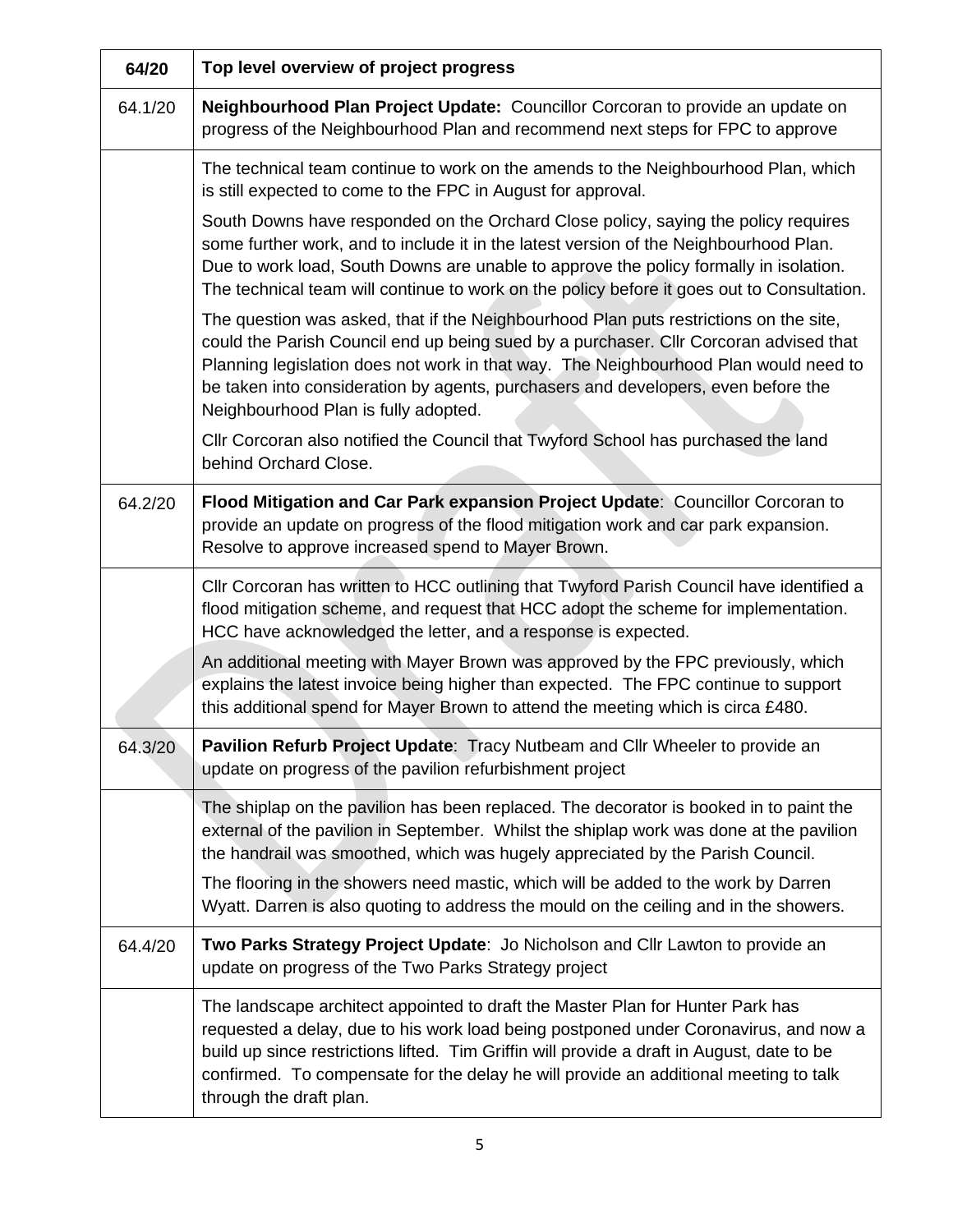| 64/20 | Top level overview of project progress |
|---|---|
| 64.1/20 | **Neighbourhood Plan Project Update:** Councillor Corcoran to provide an update on progress of the Neighbourhood Plan and recommend next steps for FPC to approve |
| | The technical team continue to work on the amends to the Neighbourhood Plan, which is still expected to come to the FPC in August for approval.<br><br>South Downs have responded on the Orchard Close policy, saying the policy requires some further work, and to include it in the latest version of the Neighbourhood Plan. Due to work load, South Downs are unable to approve the policy formally in isolation. The technical team will continue to work on the policy before it goes out to Consultation.<br><br>The question was asked, that if the Neighbourhood Plan puts restrictions on the site, could the Parish Council end up being sued by a purchaser. Cllr Corcoran advised that Planning legislation does not work in that way. The Neighbourhood Plan would need to be taken into consideration by agents, purchasers and developers, even before the Neighbourhood Plan is fully adopted.<br><br>Cllr Corcoran also notified the Council that Twyford School has purchased the land behind Orchard Close. |
| 64.2/20 | **Flood Mitigation and Car Park expansion Project Update**: Councillor Corcoran to provide an update on progress of the flood mitigation work and car park expansion. Resolve to approve increased spend to Mayer Brown. |
| | Cllr Corcoran has written to HCC outlining that Twyford Parish Council have identified a flood mitigation scheme, and request that HCC adopt the scheme for implementation. HCC have acknowledged the letter, and a response is expected.<br><br>An additional meeting with Mayer Brown was approved by the FPC previously, which explains the latest invoice being higher than expected. The FPC continue to support this additional spend for Mayer Brown to attend the meeting which is circa £480. |
| 64.3/20 | **Pavilion Refurb Project Update**: Tracy Nutbeam and Cllr Wheeler to provide an update on progress of the pavilion refurbishment project |
| | The shiplap on the pavilion has been replaced. The decorator is booked in to paint the external of the pavilion in September. Whilst the shiplap work was done at the pavilion the handrail was smoothed, which was hugely appreciated by the Parish Council.<br><br>The flooring in the showers need mastic, which will be added to the work by Darren Wyatt. Darren is also quoting to address the mould on the ceiling and in the showers. |
| 64.4/20 | **Two Parks Strategy Project Update**: Jo Nicholson and Cllr Lawton to provide an update on progress of the Two Parks Strategy project |
| | The landscape architect appointed to draft the Master Plan for Hunter Park has requested a delay, due to his work load being postponed under Coronavirus, and now a build up since restrictions lifted. Tim Griffin will provide a draft in August, date to be confirmed. To compensate for the delay he will provide an additional meeting to talk through the draft plan. |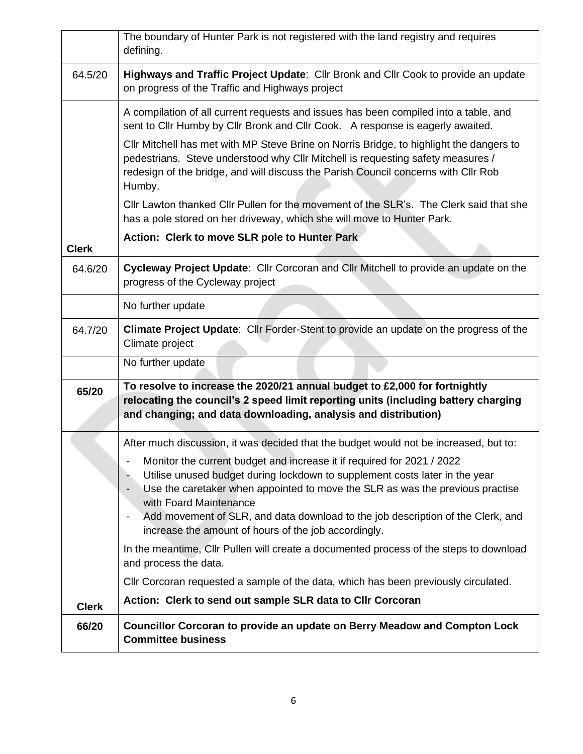| | |
|---|---|
| | The boundary of Hunter Park is not registered with the land registry and requires defining. |
| 64.5/20 | **Highways and Traffic Project Update**: Cllr Bronk and Cllr Cook to provide an update on progress of the Traffic and Highways project |
| **Clerk** | A compilation of all current requests and issues has been compiled into a table, and sent to Cllr Humby by Cllr Bronk and Cllr Cook. A response is eagerly awaited.<br><br>Cllr Mitchell has met with MP Steve Brine on Norris Bridge, to highlight the dangers to pedestrians. Steve understood why Cllr Mitchell is requesting safety measures / redesign of the bridge, and will discuss the Parish Council concerns with Cllr Rob Humby.<br><br>Cllr Lawton thanked Cllr Pullen for the movement of the SLR's. The Clerk said that she has a pole stored on her driveway, which she will move to Hunter Park.<br><br>**Action: Clerk to move SLR pole to Hunter Park** |
| 64.6/20 | **Cycleway Project Update**: Cllr Corcoran and Cllr Mitchell to provide an update on the progress of the Cycleway project |
| | No further update |
| 64.7/20 | **Climate Project Update**: Cllr Forder-Stent to provide an update on the progress of the Climate project |
| | No further update |
| **65/20** | **To resolve to increase the 2020/21 annual budget to £2,000 for fortnightly relocating the council's 2 speed limit reporting units (including battery charging and changing; and data downloading, analysis and distribution)** |
| **Clerk** | After much discussion, it was decided that the budget would not be increased, but to:<br><br>- Monitor the current budget and increase it if required for 2021 / 2022<br>- Utilise unused budget during lockdown to supplement costs later in the year<br>- Use the caretaker when appointed to move the SLR as was the previous practise with Foard Maintenance<br>- Add movement of SLR, and data download to the job description of the Clerk, and increase the amount of hours of the job accordingly.<br><br>In the meantime, Cllr Pullen will create a documented process of the steps to download and process the data.<br><br>Cllr Corcoran requested a sample of the data, which has been previously circulated.<br><br>**Action: Clerk to send out sample SLR data to Cllr Corcoran** |
| **66/20** | **Councillor Corcoran to provide an update on Berry Meadow and Compton Lock Committee business** |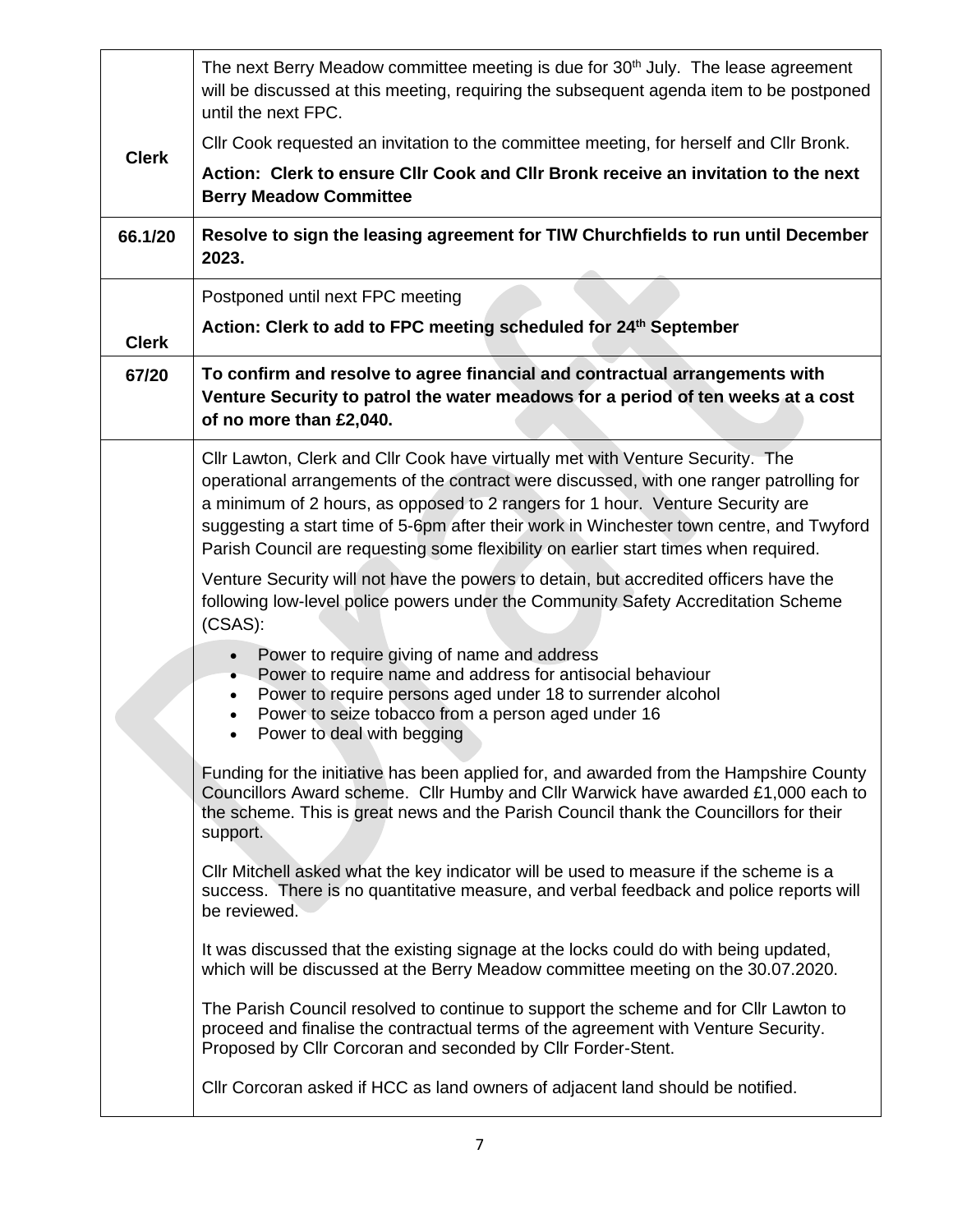| | |
|---|---|
| **Clerk** | The next Berry Meadow committee meeting is due for 30th July. The lease agreement will be discussed at this meeting, requiring the subsequent agenda item to be postponed until the next FPC.<br><br>Cllr Cook requested an invitation to the committee meeting, for herself and Cllr Bronk.<br><br>**Action: Clerk to ensure Cllr Cook and Cllr Bronk receive an invitation to the next Berry Meadow Committee** |
| **66.1/20** | **Resolve to sign the leasing agreement for TIW Churchfields to run until December 2023.** |
| **Clerk** | Postponed until next FPC meeting<br><br>**Action: Clerk to add to FPC meeting scheduled for 24th September** |
| **67/20** | **To confirm and resolve to agree financial and contractual arrangements with Venture Security to patrol the water meadows for a period of ten weeks at a cost of no more than £2,040.** |
| | Cllr Lawton, Clerk and Cllr Cook have virtually met with Venture Security. The operational arrangements of the contract were discussed, with one ranger patrolling for a minimum of 2 hours, as opposed to 2 rangers for 1 hour. Venture Security are suggesting a start time of 5-6pm after their work in Winchester town centre, and Twyford Parish Council are requesting some flexibility on earlier start times when required.<br><br>Venture Security will not have the powers to detain, but accredited officers have the following low-level police powers under the Community Safety Accreditation Scheme (CSAS):<br><br>• Power to require giving of name and address<br>• Power to require name and address for antisocial behaviour<br>• Power to require persons aged under 18 to surrender alcohol<br>• Power to seize tobacco from a person aged under 16<br>• Power to deal with begging<br><br>Funding for the initiative has been applied for, and awarded from the Hampshire County Councillors Award scheme. Cllr Humby and Cllr Warwick have awarded £1,000 each to the scheme. This is great news and the Parish Council thank the Councillors for their support.<br><br>Cllr Mitchell asked what the key indicator will be used to measure if the scheme is a success. There is no quantitative measure, and verbal feedback and police reports will be reviewed.<br><br>It was discussed that the existing signage at the locks could do with being updated, which will be discussed at the Berry Meadow committee meeting on the 30.07.2020.<br><br>The Parish Council resolved to continue to support the scheme and for Cllr Lawton to proceed and finalise the contractual terms of the agreement with Venture Security. Proposed by Cllr Corcoran and seconded by Cllr Forder-Stent.<br><br>Cllr Corcoran asked if HCC as land owners of adjacent land should be notified. |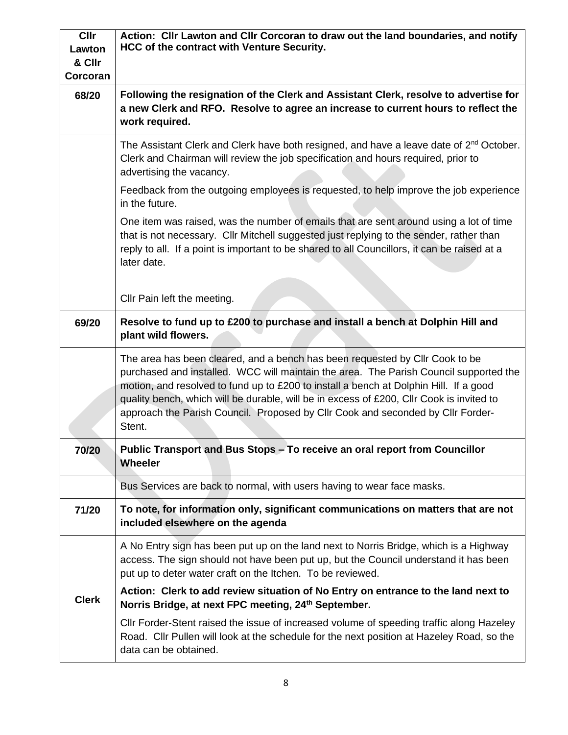| | |
|---|---|
| **Cllr Lawton & Cllr Corcoran** | **Action: Cllr Lawton and Cllr Corcoran to draw out the land boundaries, and notify HCC of the contract with Venture Security.** |
| **68/20** | **Following the resignation of the Clerk and Assistant Clerk, resolve to advertise for a new Clerk and RFO. Resolve to agree an increase to current hours to reflect the work required.** |
| | The Assistant Clerk and Clerk have both resigned, and have a leave date of 2nd October. Clerk and Chairman will review the job specification and hours required, prior to advertising the vacancy.<br><br>Feedback from the outgoing employees is requested, to help improve the job experience in the future.<br><br>One item was raised, was the number of emails that are sent around using a lot of time that is not necessary. Cllr Mitchell suggested just replying to the sender, rather than reply to all. If a point is important to be shared to all Councillors, it can be raised at a later date.<br><br>Cllr Pain left the meeting. |
| **69/20** | **Resolve to fund up to £200 to purchase and install a bench at Dolphin Hill and plant wild flowers.** |
| | The area has been cleared, and a bench has been requested by Cllr Cook to be purchased and installed. WCC will maintain the area. The Parish Council supported the motion, and resolved to fund up to £200 to install a bench at Dolphin Hill. If a good quality bench, which will be durable, will be in excess of £200, Cllr Cook is invited to approach the Parish Council. Proposed by Cllr Cook and seconded by Cllr Forder-Stent. |
| **70/20** | **Public Transport and Bus Stops – To receive an oral report from Councillor Wheeler** |
| | Bus Services are back to normal, with users having to wear face masks. |
| **71/20** | **To note, for information only, significant communications on matters that are not included elsewhere on the agenda** |
| **Clerk** | A No Entry sign has been put up on the land next to Norris Bridge, which is a Highway access. The sign should not have been put up, but the Council understand it has been put up to deter water craft on the Itchen. To be reviewed.<br><br>**Action: Clerk to add review situation of No Entry on entrance to the land next to Norris Bridge, at next FPC meeting, 24th September.**<br><br>Cllr Forder-Stent raised the issue of increased volume of speeding traffic along Hazeley Road. Cllr Pullen will look at the schedule for the next position at Hazeley Road, so the data can be obtained. |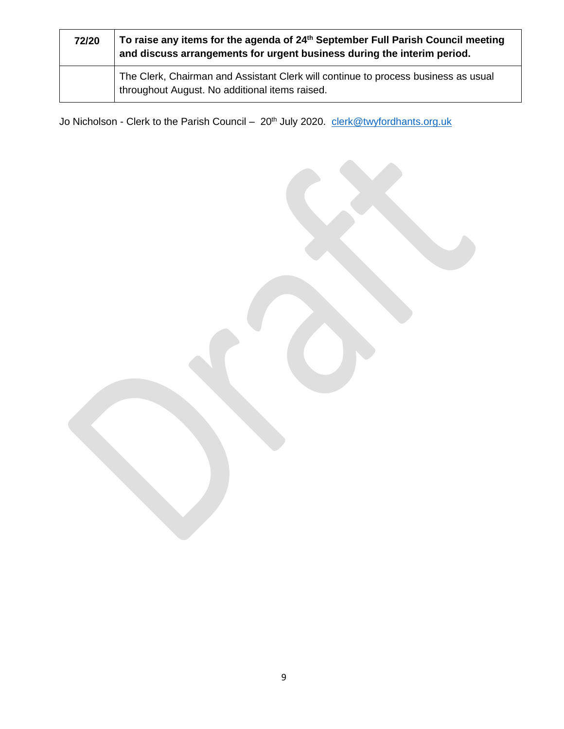| 72/20 | **To raise any items for the agenda of 24th September Full Parish Council meeting and discuss arrangements for urgent business during the interim period.** |
| --- | --- |
| | The Clerk, Chairman and Assistant Clerk will continue to process business as usual throughout August. No additional items raised. |

Jo Nicholson - Clerk to the Parish Council – 20th July 2020. clerk@twyfordhants.org.uk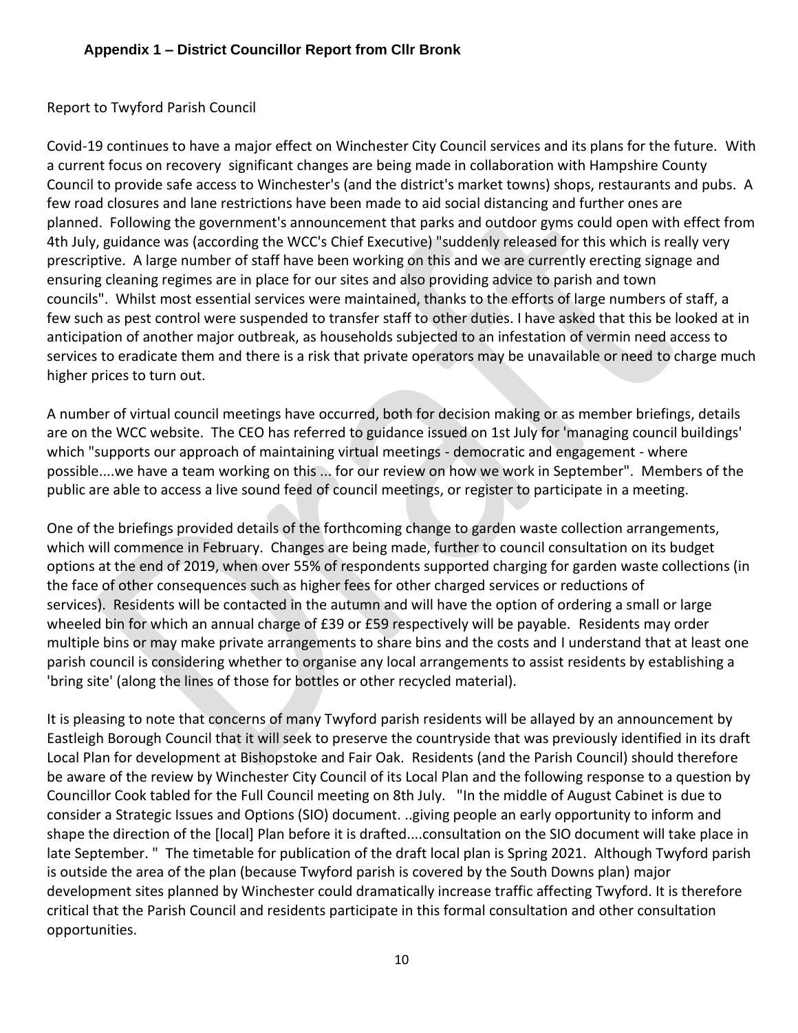### Appendix 1 – District Councillor Report from Cllr Bronk

Report to Twyford Parish Council

Covid-19 continues to have a major effect on Winchester City Council services and its plans for the future. With a current focus on recovery significant changes are being made in collaboration with Hampshire County Council to provide safe access to Winchester's (and the district's market towns) shops, restaurants and pubs. A few road closures and lane restrictions have been made to aid social distancing and further ones are planned. Following the government's announcement that parks and outdoor gyms could open with effect from 4th July, guidance was (according the WCC's Chief Executive) "suddenly released for this which is really very prescriptive. A large number of staff have been working on this and we are currently erecting signage and ensuring cleaning regimes are in place for our sites and also providing advice to parish and town councils". Whilst most essential services were maintained, thanks to the efforts of large numbers of staff, a few such as pest control were suspended to transfer staff to other duties. I have asked that this be looked at in anticipation of another major outbreak, as households subjected to an infestation of vermin need access to services to eradicate them and there is a risk that private operators may be unavailable or need to charge much higher prices to turn out.

A number of virtual council meetings have occurred, both for decision making or as member briefings, details are on the WCC website. The CEO has referred to guidance issued on 1st July for 'managing council buildings' which "supports our approach of maintaining virtual meetings - democratic and engagement - where possible....we have a team working on this ... for our review on how we work in September". Members of the public are able to access a live sound feed of council meetings, or register to participate in a meeting.

One of the briefings provided details of the forthcoming change to garden waste collection arrangements, which will commence in February. Changes are being made, further to council consultation on its budget options at the end of 2019, when over 55% of respondents supported charging for garden waste collections (in the face of other consequences such as higher fees for other charged services or reductions of services). Residents will be contacted in the autumn and will have the option of ordering a small or large wheeled bin for which an annual charge of £39 or £59 respectively will be payable. Residents may order multiple bins or may make private arrangements to share bins and the costs and I understand that at least one parish council is considering whether to organise any local arrangements to assist residents by establishing a 'bring site' (along the lines of those for bottles or other recycled material).

It is pleasing to note that concerns of many Twyford parish residents will be allayed by an announcement by Eastleigh Borough Council that it will seek to preserve the countryside that was previously identified in its draft Local Plan for development at Bishopstoke and Fair Oak. Residents (and the Parish Council) should therefore be aware of the review by Winchester City Council of its Local Plan and the following response to a question by Councillor Cook tabled for the Full Council meeting on 8th July. "In the middle of August Cabinet is due to consider a Strategic Issues and Options (SIO) document. ..giving people an early opportunity to inform and shape the direction of the [local] Plan before it is drafted....consultation on the SIO document will take place in late September. " The timetable for publication of the draft local plan is Spring 2021. Although Twyford parish is outside the area of the plan (because Twyford parish is covered by the South Downs plan) major development sites planned by Winchester could dramatically increase traffic affecting Twyford. It is therefore critical that the Parish Council and residents participate in this formal consultation and other consultation opportunities.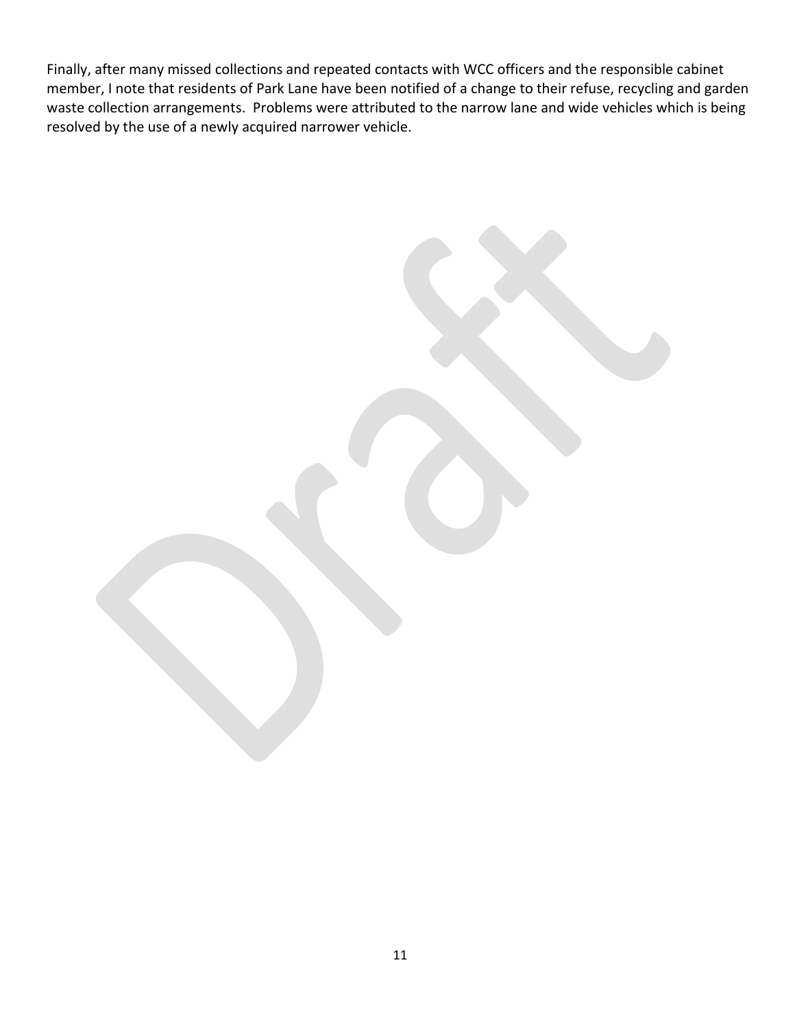Finally, after many missed collections and repeated contacts with WCC officers and the responsible cabinet member, I note that residents of Park Lane have been notified of a change to their refuse, recycling and garden waste collection arrangements.  Problems were attributed to the narrow lane and wide vehicles which is being resolved by the use of a newly acquired narrower vehicle.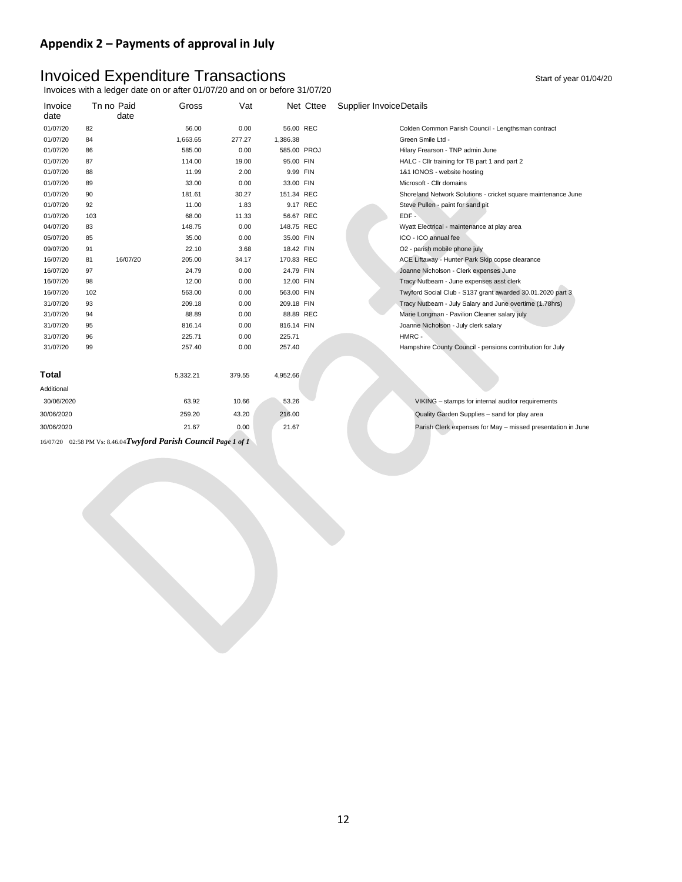## Appendix 2 – Payments of approval in July

# Invoiced Expenditure Transactions

Start of year 01/04/20

Invoices with a ledger date on or after 01/07/20 and on or before 31/07/20

| Invoice date | Tn no | Paid date | Gross | Vat | Net | Cttee | Supplier Invoice | Details |
|---|---|---|---|---|---|---|---|---|
| 01/07/20 | 82 | | 56.00 | 0.00 | 56.00 | REC | | Colden Common Parish Council - Lengthsman contract |
| 01/07/20 | 84 | | 1,663.65 | 277.27 | 1,386.38 | | | Green Smile Ltd - |
| 01/07/20 | 86 | | 585.00 | 0.00 | 585.00 | PROJ | | Hilary Frearson - TNP admin June |
| 01/07/20 | 87 | | 114.00 | 19.00 | 95.00 | FIN | | HALC - Cllr training for TB part 1 and part 2 |
| 01/07/20 | 88 | | 11.99 | 2.00 | 9.99 | FIN | | 1&1 IONOS - website hosting |
| 01/07/20 | 89 | | 33.00 | 0.00 | 33.00 | FIN | | Microsoft - Cllr domains |
| 01/07/20 | 90 | | 181.61 | 30.27 | 151.34 | REC | | Shoreland Network Solutions - cricket square maintenance June |
| 01/07/20 | 92 | | 11.00 | 1.83 | 9.17 | REC | | Steve Pullen - paint for sand pit |
| 01/07/20 | 103 | | 68.00 | 11.33 | 56.67 | REC | | EDF - |
| 04/07/20 | 83 | | 148.75 | 0.00 | 148.75 | REC | | Wyatt Electrical - maintenance at play area |
| 05/07/20 | 85 | | 35.00 | 0.00 | 35.00 | FIN | | ICO - ICO annual fee |
| 09/07/20 | 91 | | 22.10 | 3.68 | 18.42 | FIN | | O2 - parish mobile phone july |
| 16/07/20 | 81 | 16/07/20 | 205.00 | 34.17 | 170.83 | REC | | ACE Liftaway - Hunter Park Skip copse clearance |
| 16/07/20 | 97 | | 24.79 | 0.00 | 24.79 | FIN | | Joanne Nicholson - Clerk expenses June |
| 16/07/20 | 98 | | 12.00 | 0.00 | 12.00 | FIN | | Tracy Nutbeam - June expenses asst clerk |
| 16/07/20 | 102 | | 563.00 | 0.00 | 563.00 | FIN | | Twyford Social Club - S137 grant awarded 30.01.2020 part 3 |
| 31/07/20 | 93 | | 209.18 | 0.00 | 209.18 | FIN | | Tracy Nutbeam - July Salary and June overtime (1.78hrs) |
| 31/07/20 | 94 | | 88.89 | 0.00 | 88.89 | REC | | Marie Longman - Pavilion Cleaner salary july |
| 31/07/20 | 95 | | 816.14 | 0.00 | 816.14 | FIN | | Joanne Nicholson - July clerk salary |
| 31/07/20 | 96 | | 225.71 | 0.00 | 225.71 | | | HMRC - |
| 31/07/20 | 99 | | 257.40 | 0.00 | 257.40 | | | Hampshire County Council - pensions contribution for July |
| **Total** | | | 5,332.21 | 379.55 | 4,952.66 | | | |
| Additional | | | | | | | | |
| 30/06/2020 | | | 63.92 | 10.66 | 53.26 | | | VIKING – stamps for internal auditor requirements |
| 30/06/2020 | | | 259.20 | 43.20 | 216.00 | | | Quality Garden Supplies – sand for play area |
| 30/06/2020 | | | 21.67 | 0.00 | 21.67 | | | Parish Clerk expenses for May – missed presentation in June |

16/07/20 02:58 PM Vs: 8.46.04 *Twyford Parish Council*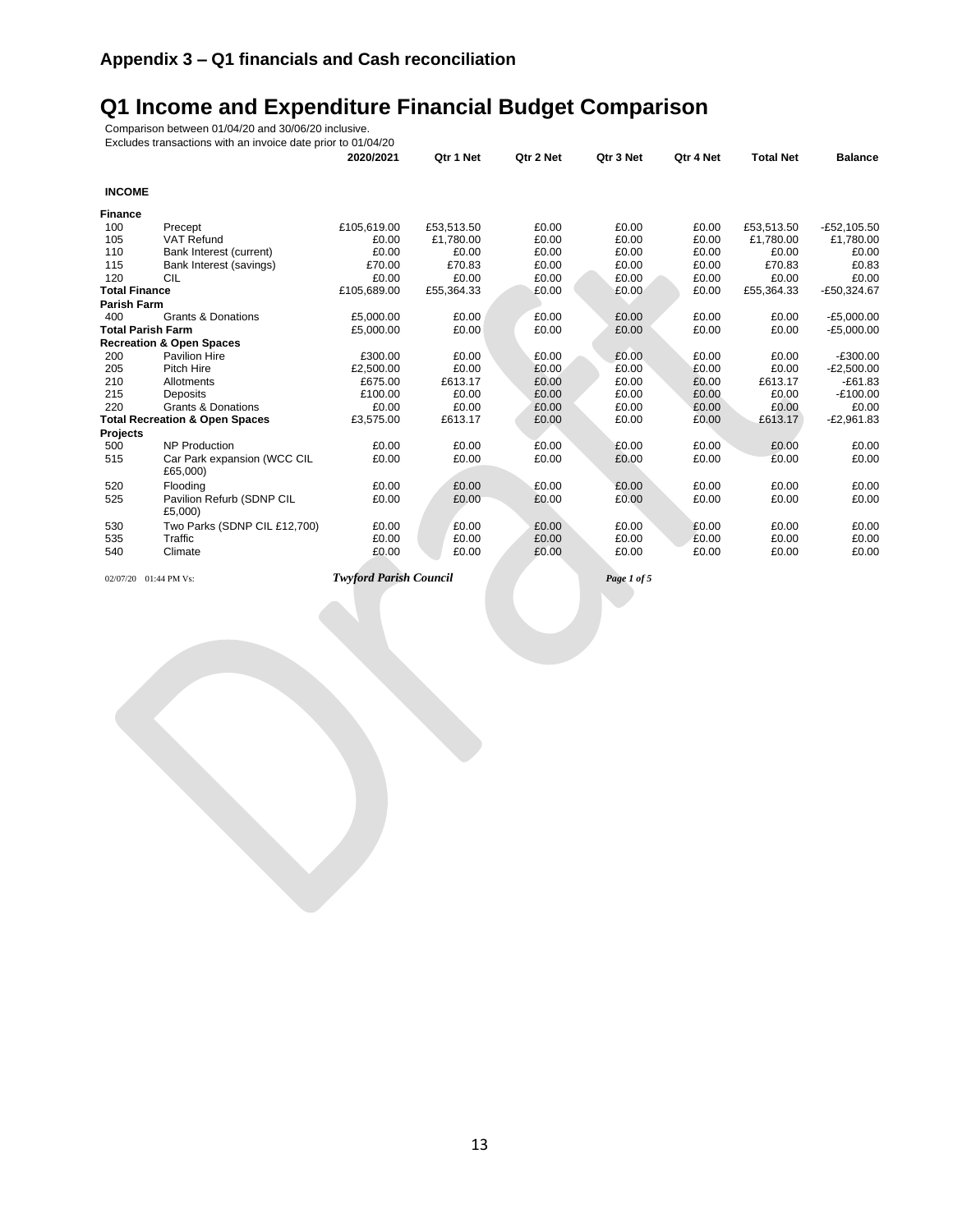## Appendix 3 – Q1 financials and Cash reconciliation

# Q1 Income and Expenditure Financial Budget Comparison

Comparison between 01/04/20 and 30/06/20 inclusive.
Excludes transactions with an invoice date prior to 01/04/20

| | | 2020/2021 | Qtr 1 Net | Qtr 2 Net | Qtr 3 Net | Qtr 4 Net | Total Net | Balance |
|---|---|---|---|---|---|---|---|---|
| **INCOME** | | | | | | | | |
| **Finance** | | | | | | | | |
| 100 | Precept | £105,619.00 | £53,513.50 | £0.00 | £0.00 | £0.00 | £53,513.50 | -£52,105.50 |
| 105 | VAT Refund | £0.00 | £1,780.00 | £0.00 | £0.00 | £0.00 | £1,780.00 | £1,780.00 |
| 110 | Bank Interest (current) | £0.00 | £0.00 | £0.00 | £0.00 | £0.00 | £0.00 | £0.00 |
| 115 | Bank Interest (savings) | £70.00 | £70.83 | £0.00 | £0.00 | £0.00 | £70.83 | £0.83 |
| 120 | CIL | £0.00 | £0.00 | £0.00 | £0.00 | £0.00 | £0.00 | £0.00 |
| **Total Finance** | | £105,689.00 | £55,364.33 | £0.00 | £0.00 | £0.00 | £55,364.33 | -£50,324.67 |
| **Parish Farm** | | | | | | | | |
| 400 | Grants & Donations | £5,000.00 | £0.00 | £0.00 | £0.00 | £0.00 | £0.00 | -£5,000.00 |
| **Total Parish Farm** | | £5,000.00 | £0.00 | £0.00 | £0.00 | £0.00 | £0.00 | -£5,000.00 |
| **Recreation & Open Spaces** | | | | | | | | |
| 200 | Pavilion Hire | £300.00 | £0.00 | £0.00 | £0.00 | £0.00 | £0.00 | -£300.00 |
| 205 | Pitch Hire | £2,500.00 | £0.00 | £0.00 | £0.00 | £0.00 | £0.00 | -£2,500.00 |
| 210 | Allotments | £675.00 | £613.17 | £0.00 | £0.00 | £0.00 | £613.17 | -£61.83 |
| 215 | Deposits | £100.00 | £0.00 | £0.00 | £0.00 | £0.00 | £0.00 | -£100.00 |
| 220 | Grants & Donations | £0.00 | £0.00 | £0.00 | £0.00 | £0.00 | £0.00 | £0.00 |
| **Total Recreation & Open Spaces** | | £3,575.00 | £613.17 | £0.00 | £0.00 | £0.00 | £613.17 | -£2,961.83 |
| **Projects** | | | | | | | | |
| 500 | NP Production | £0.00 | £0.00 | £0.00 | £0.00 | £0.00 | £0.00 | £0.00 |
| 515 | Car Park expansion (WCC CIL £65,000) | £0.00 | £0.00 | £0.00 | £0.00 | £0.00 | £0.00 | £0.00 |
| 520 | Flooding | £0.00 | £0.00 | £0.00 | £0.00 | £0.00 | £0.00 | £0.00 |
| 525 | Pavilion Refurb (SDNP CIL £5,000) | £0.00 | £0.00 | £0.00 | £0.00 | £0.00 | £0.00 | £0.00 |
| 530 | Two Parks (SDNP CIL £12,700) | £0.00 | £0.00 | £0.00 | £0.00 | £0.00 | £0.00 | £0.00 |
| 535 | Traffic | £0.00 | £0.00 | £0.00 | £0.00 | £0.00 | £0.00 | £0.00 |
| 540 | Climate | £0.00 | £0.00 | £0.00 | £0.00 | £0.00 | £0.00 | £0.00 |

02/07/20 01:44 PM Vs: *Twyford Parish Council*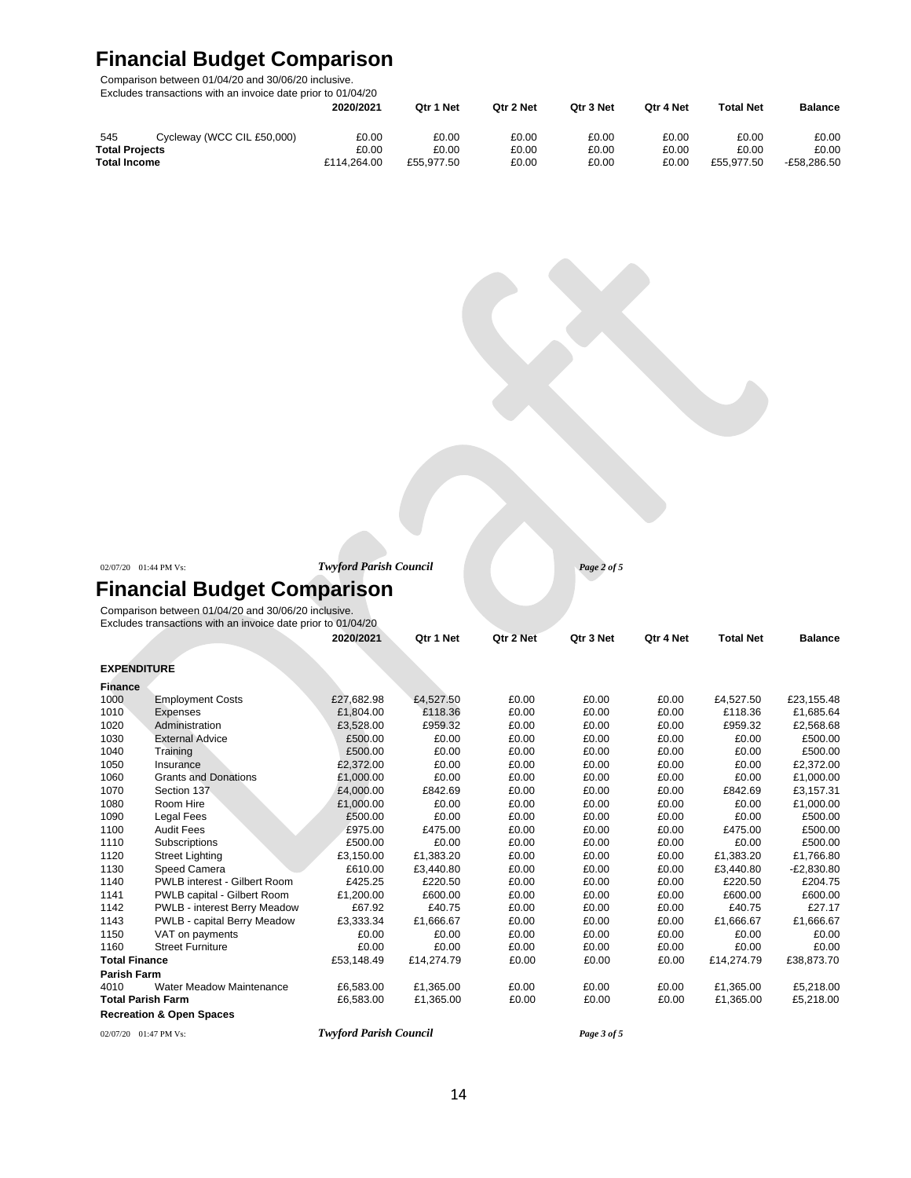# Financial Budget Comparison

Comparison between 01/04/20 and 30/06/20 inclusive.
Excludes transactions with an invoice date prior to 01/04/20

| | | 2020/2021 | Qtr 1 Net | Qtr 2 Net | Qtr 3 Net | Qtr 4 Net | Total Net | Balance |
|---|---|---|---|---|---|---|---|---|
| 545 | Cycleway (WCC CIL £50,000) | £0.00 | £0.00 | £0.00 | £0.00 | £0.00 | £0.00 | £0.00 |
| **Total Projects** | | £0.00 | £0.00 | £0.00 | £0.00 | £0.00 | £0.00 | £0.00 |
| **Total Income** | | £114,264.00 | £55,977.50 | £0.00 | £0.00 | £0.00 | £55,977.50 | -£58,286.50 |

Draft

# Financial Budget Comparison

Comparison between 01/04/20 and 30/06/20 inclusive.
Excludes transactions with an invoice date prior to 01/04/20

| | | 2020/2021 | Qtr 1 Net | Qtr 2 Net | Qtr 3 Net | Qtr 4 Net | Total Net | Balance |
|---|---|---|---|---|---|---|---|---|
| **EXPENDITURE** | | | | | | | | |
| **Finance** | | | | | | | | |
| 1000 | Employment Costs | £27,682.98 | £4,527.50 | £0.00 | £0.00 | £0.00 | £4,527.50 | £23,155.48 |
| 1010 | Expenses | £1,804.00 | £118.36 | £0.00 | £0.00 | £0.00 | £118.36 | £1,685.64 |
| 1020 | Administration | £3,528.00 | £959.32 | £0.00 | £0.00 | £0.00 | £959.32 | £2,568.68 |
| 1030 | External Advice | £500.00 | £0.00 | £0.00 | £0.00 | £0.00 | £0.00 | £500.00 |
| 1040 | Training | £500.00 | £0.00 | £0.00 | £0.00 | £0.00 | £0.00 | £500.00 |
| 1050 | Insurance | £2,372.00 | £0.00 | £0.00 | £0.00 | £0.00 | £0.00 | £2,372.00 |
| 1060 | Grants and Donations | £1,000.00 | £0.00 | £0.00 | £0.00 | £0.00 | £0.00 | £1,000.00 |
| 1070 | Section 137 | £4,000.00 | £842.69 | £0.00 | £0.00 | £0.00 | £842.69 | £3,157.31 |
| 1080 | Room Hire | £1,000.00 | £0.00 | £0.00 | £0.00 | £0.00 | £0.00 | £1,000.00 |
| 1090 | Legal Fees | £500.00 | £0.00 | £0.00 | £0.00 | £0.00 | £0.00 | £500.00 |
| 1100 | Audit Fees | £975.00 | £475.00 | £0.00 | £0.00 | £0.00 | £475.00 | £500.00 |
| 1110 | Subscriptions | £500.00 | £0.00 | £0.00 | £0.00 | £0.00 | £0.00 | £500.00 |
| 1120 | Street Lighting | £3,150.00 | £1,383.20 | £0.00 | £0.00 | £0.00 | £1,383.20 | £1,766.80 |
| 1130 | Speed Camera | £610.00 | £3,440.80 | £0.00 | £0.00 | £0.00 | £3,440.80 | -£2,830.80 |
| 1140 | PWLB interest - Gilbert Room | £425.25 | £220.50 | £0.00 | £0.00 | £0.00 | £220.50 | £204.75 |
| 1141 | PWLB capital - Gilbert Room | £1,200.00 | £600.00 | £0.00 | £0.00 | £0.00 | £600.00 | £600.00 |
| 1142 | PWLB - interest Berry Meadow | £67.92 | £40.75 | £0.00 | £0.00 | £0.00 | £40.75 | £27.17 |
| 1143 | PWLB - capital Berry Meadow | £3,333.34 | £1,666.67 | £0.00 | £0.00 | £0.00 | £1,666.67 | £1,666.67 |
| 1150 | VAT on payments | £0.00 | £0.00 | £0.00 | £0.00 | £0.00 | £0.00 | £0.00 |
| 1160 | Street Furniture | £0.00 | £0.00 | £0.00 | £0.00 | £0.00 | £0.00 | £0.00 |
| **Total Finance** | | £53,148.49 | £14,274.79 | £0.00 | £0.00 | £0.00 | £14,274.79 | £38,873.70 |
| **Parish Farm** | | | | | | | | |
| 4010 | Water Meadow Maintenance | £6,583.00 | £1,365.00 | £0.00 | £0.00 | £0.00 | £1,365.00 | £5,218.00 |
| **Total Parish Farm** | | £6,583.00 | £1,365.00 | £0.00 | £0.00 | £0.00 | £1,365.00 | £5,218.00 |
| **Recreation & Open Spaces** | | | | | | | | |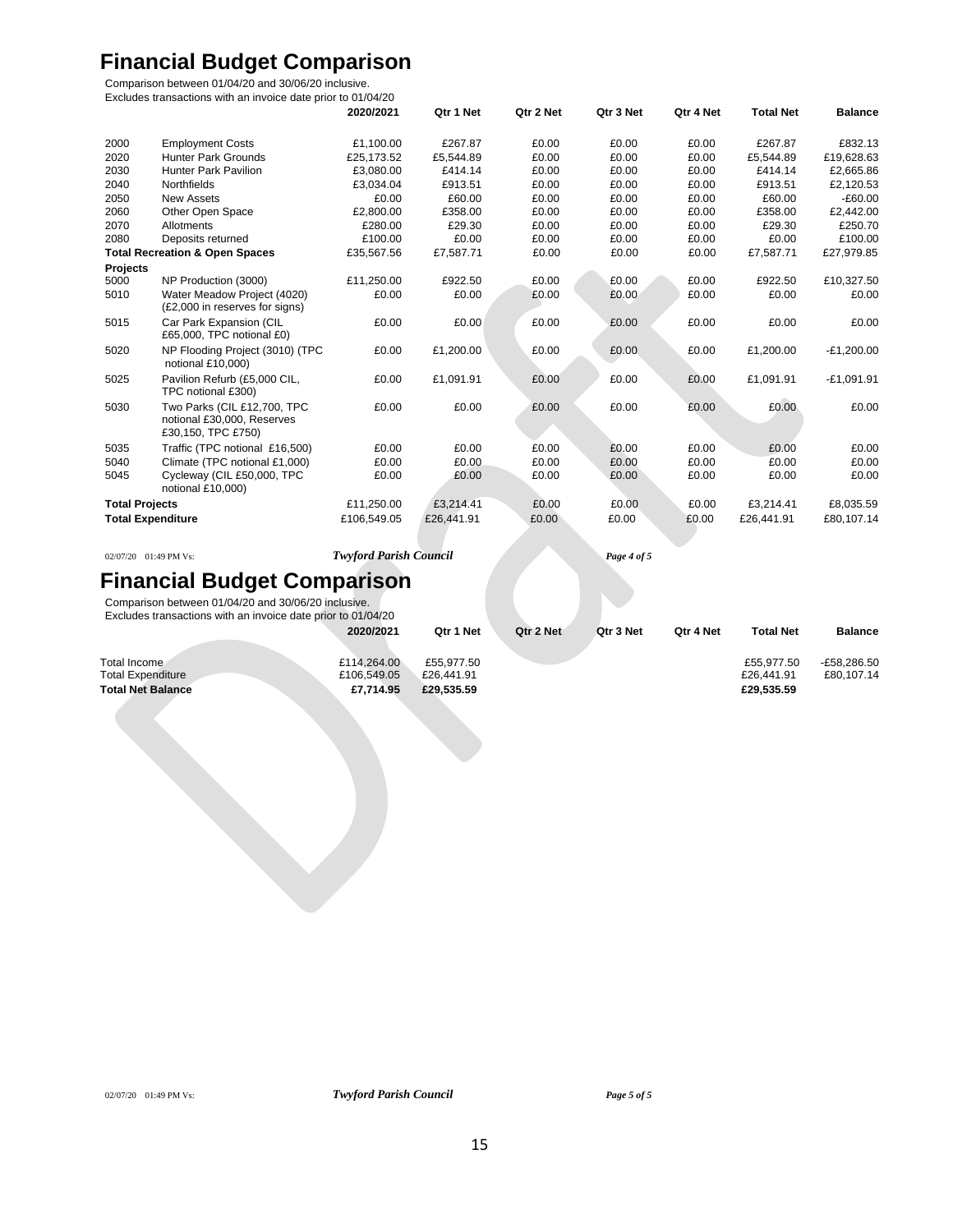# Financial Budget Comparison

Comparison between 01/04/20 and 30/06/20 inclusive.
Excludes transactions with an invoice date prior to 01/04/20

| | | 2020/2021 | Qtr 1 Net | Qtr 2 Net | Qtr 3 Net | Qtr 4 Net | Total Net | Balance |
|---|---|---|---|---|---|---|---|---|
| 2000 | Employment Costs | £1,100.00 | £267.87 | £0.00 | £0.00 | £0.00 | £267.87 | £832.13 |
| 2020 | Hunter Park Grounds | £25,173.52 | £5,544.89 | £0.00 | £0.00 | £0.00 | £5,544.89 | £19,628.63 |
| 2030 | Hunter Park Pavilion | £3,080.00 | £414.14 | £0.00 | £0.00 | £0.00 | £414.14 | £2,665.86 |
| 2040 | Northfields | £3,034.04 | £913.51 | £0.00 | £0.00 | £0.00 | £913.51 | £2,120.53 |
| 2050 | New Assets | £0.00 | £60.00 | £0.00 | £0.00 | £0.00 | £60.00 | -£60.00 |
| 2060 | Other Open Space | £2,800.00 | £358.00 | £0.00 | £0.00 | £0.00 | £358.00 | £2,442.00 |
| 2070 | Allotments | £280.00 | £29.30 | £0.00 | £0.00 | £0.00 | £29.30 | £250.70 |
| 2080 | Deposits returned | £100.00 | £0.00 | £0.00 | £0.00 | £0.00 | £0.00 | £100.00 |
| **Total Recreation & Open Spaces** | | £35,567.56 | £7,587.71 | £0.00 | £0.00 | £0.00 | £7,587.71 | £27,979.85 |
| **Projects** | | | | | | | | |
| 5000 | NP Production (3000) | £11,250.00 | £922.50 | £0.00 | £0.00 | £0.00 | £922.50 | £10,327.50 |
| 5010 | Water Meadow Project (4020) (£2,000 in reserves for signs) | £0.00 | £0.00 | £0.00 | £0.00 | £0.00 | £0.00 | £0.00 |
| 5015 | Car Park Expansion (CIL £65,000, TPC notional £0) | £0.00 | £0.00 | £0.00 | £0.00 | £0.00 | £0.00 | £0.00 |
| 5020 | NP Flooding Project (3010) (TPC notional £10,000) | £0.00 | £1,200.00 | £0.00 | £0.00 | £0.00 | £1,200.00 | -£1,200.00 |
| 5025 | Pavilion Refurb (£5,000 CIL, TPC notional £300) | £0.00 | £1,091.91 | £0.00 | £0.00 | £0.00 | £1,091.91 | -£1,091.91 |
| 5030 | Two Parks (CIL £12,700, TPC notional £30,000, Reserves £30,150, TPC £750) | £0.00 | £0.00 | £0.00 | £0.00 | £0.00 | £0.00 | £0.00 |
| 5035 | Traffic (TPC notional £16,500) | £0.00 | £0.00 | £0.00 | £0.00 | £0.00 | £0.00 | £0.00 |
| 5040 | Climate (TPC notional £1,000) | £0.00 | £0.00 | £0.00 | £0.00 | £0.00 | £0.00 | £0.00 |
| 5045 | Cycleway (CIL £50,000, TPC notional £10,000) | £0.00 | £0.00 | £0.00 | £0.00 | £0.00 | £0.00 | £0.00 |
| **Total Projects** | | £11,250.00 | £3,214.41 | £0.00 | £0.00 | £0.00 | £3,214.41 | £8,035.59 |
| **Total Expenditure** | | £106,549.05 | £26,441.91 | £0.00 | £0.00 | £0.00 | £26,441.91 | £80,107.14 |

# Financial Budget Comparison

Comparison between 01/04/20 and 30/06/20 inclusive.
Excludes transactions with an invoice date prior to 01/04/20

| | 2020/2021 | Qtr 1 Net | Qtr 2 Net | Qtr 3 Net | Qtr 4 Net | Total Net | Balance |
|---|---|---|---|---|---|---|---|
| Total Income | £114,264.00 | £55,977.50 | | | | £55,977.50 | -£58,286.50 |
| Total Expenditure | £106,549.05 | £26,441.91 | | | | £26,441.91 | £80,107.14 |
| **Total Net Balance** | **£7,714.95** | **£29,535.59** | | | | **£29,535.59** | |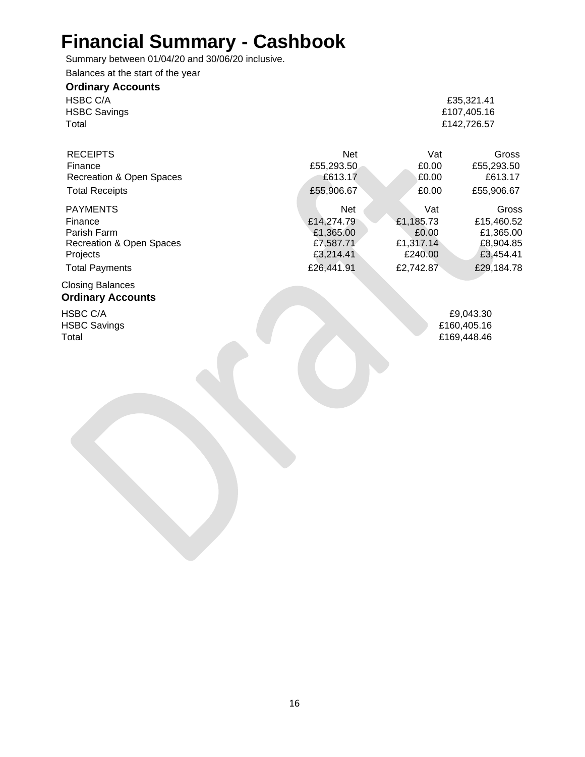# Financial Summary - Cashbook

Summary between 01/04/20 and 30/06/20 inclusive.

Balances at the start of the year

**Ordinary Accounts**

| | |
|---|---|
| HSBC C/A | £35,321.41 |
| HSBC Savings | £107,405.16 |
| Total | £142,726.57 |

| RECEIPTS | Net | Vat | Gross |
|---|---|---|---|
| Finance | £55,293.50 | £0.00 | £55,293.50 |
| Recreation & Open Spaces | £613.17 | £0.00 | £613.17 |
| Total Receipts | £55,906.67 | £0.00 | £55,906.67 |

| PAYMENTS | Net | Vat | Gross |
|---|---|---|---|
| Finance | £14,274.79 | £1,185.73 | £15,460.52 |
| Parish Farm | £1,365.00 | £0.00 | £1,365.00 |
| Recreation & Open Spaces | £7,587.71 | £1,317.14 | £8,904.85 |
| Projects | £3,214.41 | £240.00 | £3,454.41 |
| Total Payments | £26,441.91 | £2,742.87 | £29,184.78 |

Closing Balances

**Ordinary Accounts**

| | |
|---|---|
| HSBC C/A | £9,043.30 |
| HSBC Savings | £160,405.16 |
| Total | £169,448.46 |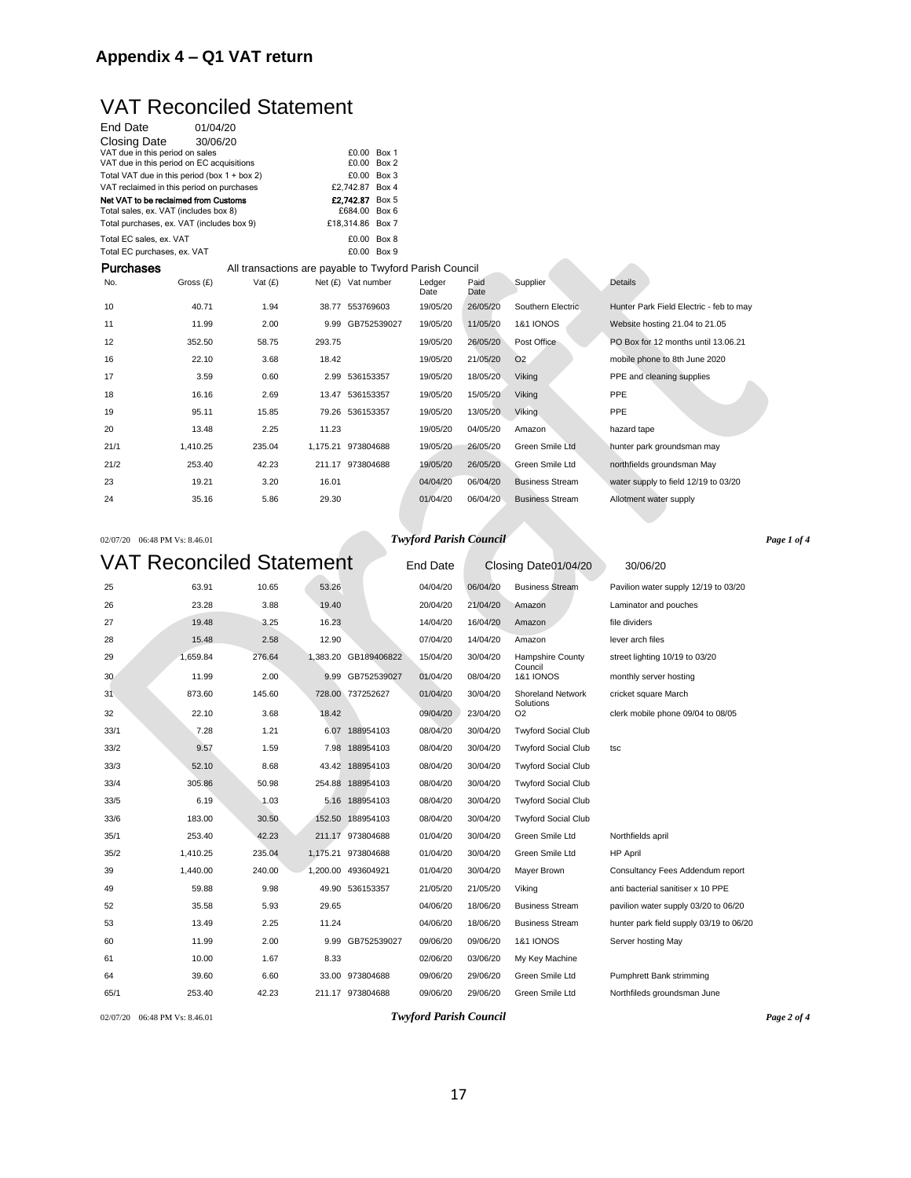## Appendix 4 – Q1 VAT return

# VAT Reconciled Statement

End Date 01/04/20
Closing Date 30/06/20

| | | |
|---|---|---|
| VAT due in this period on sales | £0.00 | Box 1 |
| VAT due in this period on EC acquisitions | £0.00 | Box 2 |
| Total VAT due in this period (box 1 + box 2) | £0.00 | Box 3 |
| VAT reclaimed in this period on purchases | £2,742.87 | Box 4 |
| **Net VAT to be reclaimed from Customs** | **£2,742.87** | Box 5 |
| Total sales, ex. VAT (includes box 8) | £684.00 | Box 6 |
| Total purchases, ex. VAT (includes box 9) | £18,314.86 | Box 7 |
| Total EC sales, ex. VAT | £0.00 | Box 8 |
| Total EC purchases, ex. VAT | £0.00 | Box 9 |

**Purchases** All transactions are payable to Twyford Parish Council

| No. | Gross (£) | Vat (£) | Net (£) | Vat number | Ledger Date | Paid Date | Supplier | Details |
|---|---|---|---|---|---|---|---|---|
| 10 | 40.71 | 1.94 | 38.77 | 553769603 | 19/05/20 | 26/05/20 | Southern Electric | Hunter Park Field Electric - feb to may |
| 11 | 11.99 | 2.00 | 9.99 | GB752539027 | 19/05/20 | 11/05/20 | 1&1 IONOS | Website hosting 21.04 to 21.05 |
| 12 | 352.50 | 58.75 | 293.75 | | 19/05/20 | 26/05/20 | Post Office | PO Box for 12 months until 13.06.21 |
| 16 | 22.10 | 3.68 | 18.42 | | 19/05/20 | 21/05/20 | O2 | mobile phone to 8th June 2020 |
| 17 | 3.59 | 0.60 | 2.99 | 536153357 | 19/05/20 | 18/05/20 | Viking | PPE and cleaning supplies |
| 18 | 16.16 | 2.69 | 13.47 | 536153357 | 19/05/20 | 15/05/20 | Viking | PPE |
| 19 | 95.11 | 15.85 | 79.26 | 536153357 | 19/05/20 | 13/05/20 | Viking | PPE |
| 20 | 13.48 | 2.25 | 11.23 | | 19/05/20 | 04/05/20 | Amazon | hazard tape |
| 21/1 | 1,410.25 | 235.04 | 1,175.21 | 973804688 | 19/05/20 | 26/05/20 | Green Smile Ltd | hunter park groundsman may |
| 21/2 | 253.40 | 42.23 | 211.17 | 973804688 | 19/05/20 | 26/05/20 | Green Smile Ltd | northfields groundsman May |
| 23 | 19.21 | 3.20 | 16.01 | | 04/04/20 | 06/04/20 | Business Stream | water supply to field 12/19 to 03/20 |
| 24 | 35.16 | 5.86 | 29.30 | | 01/04/20 | 06/04/20 | Business Stream | Allotment water supply |
| 25 | 63.91 | 10.65 | 53.26 | | 04/04/20 | 06/04/20 | Business Stream | Pavilion water supply 12/19 to 03/20 |
| 26 | 23.28 | 3.88 | 19.40 | | 20/04/20 | 21/04/20 | Amazon | Laminator and pouches |
| 27 | 19.48 | 3.25 | 16.23 | | 14/04/20 | 16/04/20 | Amazon | file dividers |
| 28 | 15.48 | 2.58 | 12.90 | | 07/04/20 | 14/04/20 | Amazon | lever arch files |
| 29 | 1,659.84 | 276.64 | 1,383.20 | GB189406822 | 15/04/20 | 30/04/20 | Hampshire County Council | street lighting 10/19 to 03/20 |
| 30 | 11.99 | 2.00 | 9.99 | GB752539027 | 01/04/20 | 08/04/20 | 1&1 IONOS | monthly server hosting |
| 31 | 873.60 | 145.60 | 728.00 | 737252627 | 01/04/20 | 30/04/20 | Shoreland Network Solutions | cricket square March |
| 32 | 22.10 | 3.68 | 18.42 | | 09/04/20 | 23/04/20 | O2 | clerk mobile phone 09/04 to 08/05 |
| 33/1 | 7.28 | 1.21 | 6.07 | 188954103 | 08/04/20 | 30/04/20 | Twyford Social Club | |
| 33/2 | 9.57 | 1.59 | 7.98 | 188954103 | 08/04/20 | 30/04/20 | Twyford Social Club | tsc |
| 33/3 | 52.10 | 8.68 | 43.42 | 188954103 | 08/04/20 | 30/04/20 | Twyford Social Club | |
| 33/4 | 305.86 | 50.98 | 254.88 | 188954103 | 08/04/20 | 30/04/20 | Twyford Social Club | |
| 33/5 | 6.19 | 1.03 | 5.16 | 188954103 | 08/04/20 | 30/04/20 | Twyford Social Club | |
| 33/6 | 183.00 | 30.50 | 152.50 | 188954103 | 08/04/20 | 30/04/20 | Twyford Social Club | |
| 35/1 | 253.40 | 42.23 | 211.17 | 973804688 | 01/04/20 | 30/04/20 | Green Smile Ltd | Northfields april |
| 35/2 | 1,410.25 | 235.04 | 1,175.21 | 973804688 | 01/04/20 | 30/04/20 | Green Smile Ltd | HP April |
| 39 | 1,440.00 | 240.00 | 1,200.00 | 493604921 | 01/04/20 | 30/04/20 | Mayer Brown | Consultancy Fees Addendum report |
| 49 | 59.88 | 9.98 | 49.90 | 536153357 | 21/05/20 | 21/05/20 | Viking | anti bacterial sanitiser x 10 PPE |
| 52 | 35.58 | 5.93 | 29.65 | | 04/06/20 | 18/06/20 | Business Stream | pavilion water supply 03/20 to 06/20 |
| 53 | 13.49 | 2.25 | 11.24 | | 04/06/20 | 18/06/20 | Business Stream | hunter park field supply 03/19 to 06/20 |
| 60 | 11.99 | 2.00 | 9.99 | GB752539027 | 09/06/20 | 09/06/20 | 1&1 IONOS | Server hosting May |
| 61 | 10.00 | 1.67 | 8.33 | | 02/06/20 | 03/06/20 | My Key Machine | |
| 64 | 39.60 | 6.60 | 33.00 | 973804688 | 09/06/20 | 29/06/20 | Green Smile Ltd | Pumphrett Bank strimming |
| 65/1 | 253.40 | 42.23 | 211.17 | 973804688 | 09/06/20 | 29/06/20 | Green Smile Ltd | Northfileds groundsman June |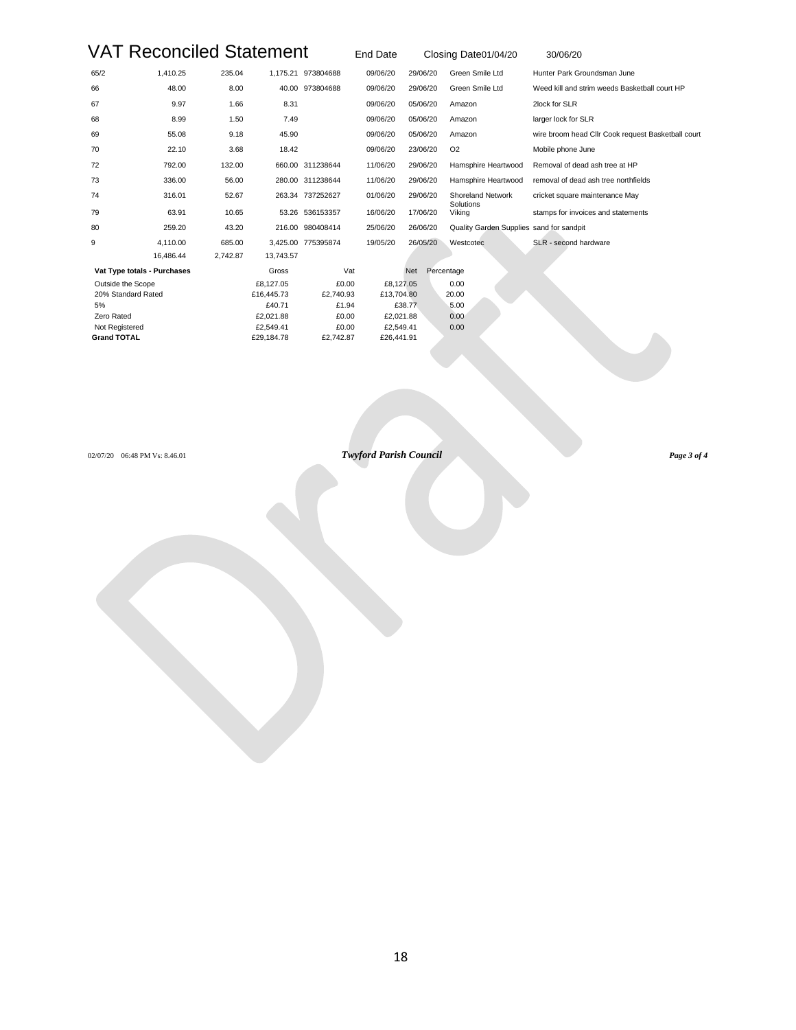# VAT Reconciled Statement

End Date | Closing Date 01/04/20 | 30/06/20

| | | | | | | | | |
|---|---|---|---|---|---|---|---|---|
| 65/2 | 1,410.25 | 235.04 | 1,175.21 | 973804688 | 09/06/20 | 29/06/20 | Green Smile Ltd | Hunter Park Groundsman June |
| 66 | 48.00 | 8.00 | 40.00 | 973804688 | 09/06/20 | 29/06/20 | Green Smile Ltd | Weed kill and strim weeds Basketball court HP |
| 67 | 9.97 | 1.66 | 8.31 | | 09/06/20 | 05/06/20 | Amazon | 2lock for SLR |
| 68 | 8.99 | 1.50 | 7.49 | | 09/06/20 | 05/06/20 | Amazon | larger lock for SLR |
| 69 | 55.08 | 9.18 | 45.90 | | 09/06/20 | 05/06/20 | Amazon | wire broom head Cllr Cook request Basketball court |
| 70 | 22.10 | 3.68 | 18.42 | | 09/06/20 | 23/06/20 | O2 | Mobile phone June |
| 72 | 792.00 | 132.00 | 660.00 | 311238644 | 11/06/20 | 29/06/20 | Hamsphire Heartwood | Removal of dead ash tree at HP |
| 73 | 336.00 | 56.00 | 280.00 | 311238644 | 11/06/20 | 29/06/20 | Hamsphire Heartwood | removal of dead ash tree northfields |
| 74 | 316.01 | 52.67 | 263.34 | 737252627 | 01/06/20 | 29/06/20 | Shoreland Network Solutions | cricket square maintenance May |
| 79 | 63.91 | 10.65 | 53.26 | 536153357 | 16/06/20 | 17/06/20 | Viking | stamps for invoices and statements |
| 80 | 259.20 | 43.20 | 216.00 | 980408414 | 25/06/20 | 26/06/20 | Quality Garden Supplies | sand for sandpit |
| 9 | 4,110.00 | 685.00 | 3,425.00 | 775395874 | 19/05/20 | 26/05/20 | Westcotec | SLR - second hardware |
| | 16,486.44 | 2,742.87 | 13,743.57 | | | | | |

| Vat Type totals - Purchases | Gross | Vat | Net | Percentage |
|---|---|---|---|---|
| Outside the Scope | £8,127.05 | £0.00 | £8,127.05 | 0.00 |
| 20% Standard Rated | £16,445.73 | £2,740.93 | £13,704.80 | 20.00 |
| 5% | £40.71 | £1.94 | £38.77 | 5.00 |
| Zero Rated | £2,021.88 | £0.00 | £2,021.88 | 0.00 |
| Not Registered | £2,549.41 | £0.00 | £2,549.41 | 0.00 |
| **Grand TOTAL** | £29,184.78 | £2,742.87 | £26,441.91 | |

02/07/20 06:48 PM Vs: 8.46.01 *Twyford Parish Council*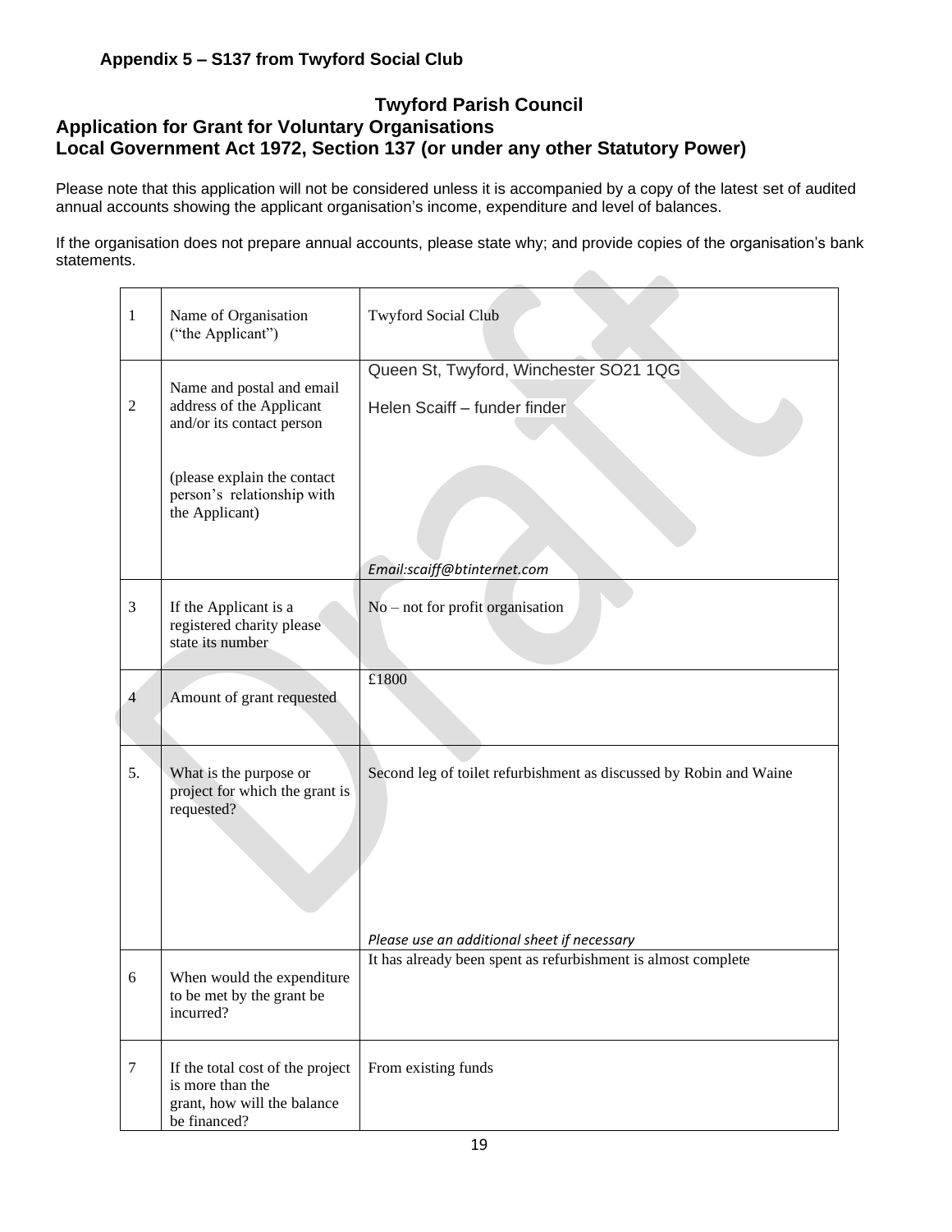**Appendix 5 – S137 from Twyford Social Club**

## Twyford Parish Council

### Application for Grant for Voluntary Organisations
### Local Government Act 1972, Section 137 (or under any other Statutory Power)

Please note that this application will not be considered unless it is accompanied by a copy of the latest set of audited annual accounts showing the applicant organisation's income, expenditure and level of balances.

If the organisation does not prepare annual accounts, please state why; and provide copies of the organisation's bank statements.

| | | |
|---|---|---|
| 1 | Name of Organisation ("the Applicant") | Twyford Social Club |
| 2 | Name and postal and email address of the Applicant and/or its contact person<br><br>(please explain the contact person's relationship with the Applicant) | Queen St, Twyford, Winchester SO21 1QG<br><br>Helen Scaiff – funder finder<br><br>*Email:scaiff@btinternet.com* |
| 3 | If the Applicant is a registered charity please state its number | No – not for profit organisation |
| 4 | Amount of grant requested | £1800 |
| 5. | What is the purpose or project for which the grant is requested? | Second leg of toilet refurbishment as discussed by Robin and Waine<br><br>*Please use an additional sheet if necessary* |
| 6 | When would the expenditure to be met by the grant be incurred? | It has already been spent as refurbishment is almost complete |
| 7 | If the total cost of the project is more than the grant, how will the balance be financed? | From existing funds |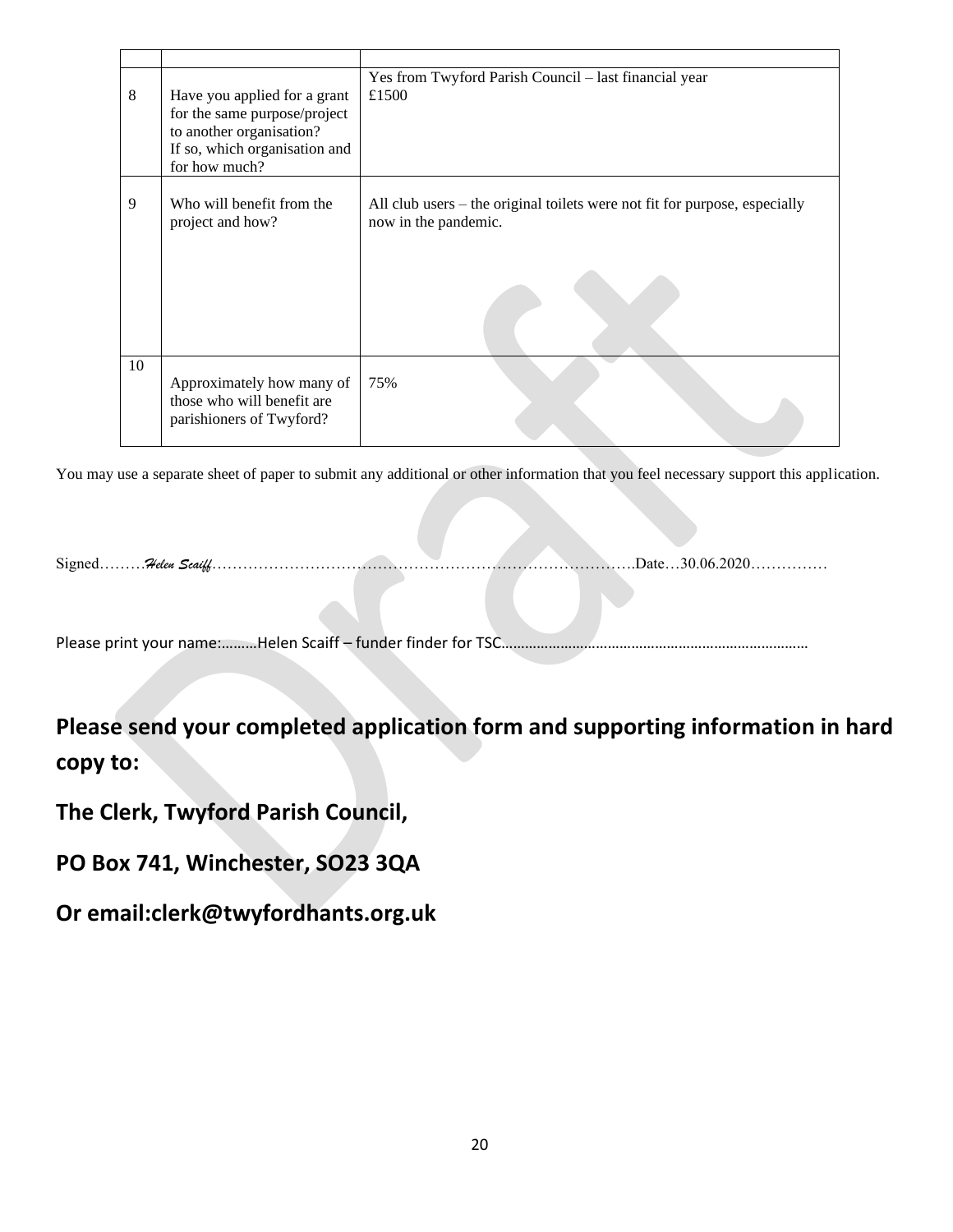| | | |
|---|---|---|
| 8 | Have you applied for a grant for the same purpose/project to another organisation? If so, which organisation and for how much? | Yes from Twyford Parish Council – last financial year £1500 |
| 9 | Who will benefit from the project and how? | All club users – the original toilets were not fit for purpose, especially now in the pandemic. |
| 10 | Approximately how many of those who will benefit are parishioners of Twyford? | 75% |

You may use a separate sheet of paper to submit any additional or other information that you feel necessary support this application.

Signed………*Helen Scaiff*……………………………………………………………………….Date…30.06.2020……………

Please print your name:………Helen Scaiff – funder finder for TSC…………………………………………………………………

**Please send your completed application form and supporting information in hard copy to:**

**The Clerk, Twyford Parish Council,**

**PO Box 741, Winchester, SO23 3QA**

**Or email:clerk@twyfordhants.org.uk**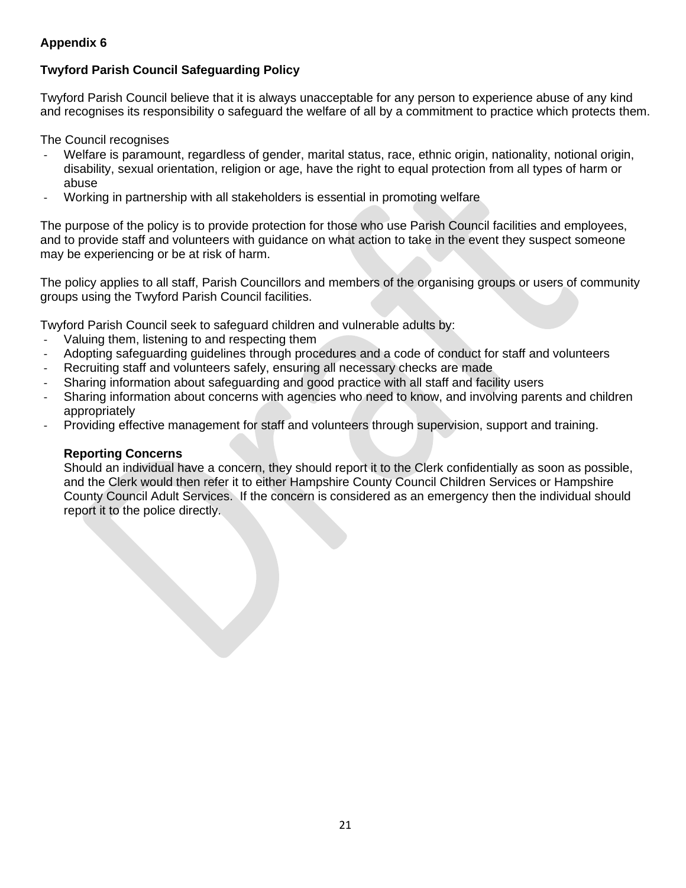**Appendix 6**

**Twyford Parish Council Safeguarding Policy**

Twyford Parish Council believe that it is always unacceptable for any person to experience abuse of any kind and recognises its responsibility o safeguard the welfare of all by a commitment to practice which protects them.

The Council recognises

- Welfare is paramount, regardless of gender, marital status, race, ethnic origin, nationality, notional origin, disability, sexual orientation, religion or age, have the right to equal protection from all types of harm or abuse
- Working in partnership with all stakeholders is essential in promoting welfare

The purpose of the policy is to provide protection for those who use Parish Council facilities and employees, and to provide staff and volunteers with guidance on what action to take in the event they suspect someone may be experiencing or be at risk of harm.

The policy applies to all staff, Parish Councillors and members of the organising groups or users of community groups using the Twyford Parish Council facilities.

Twyford Parish Council seek to safeguard children and vulnerable adults by:

- Valuing them, listening to and respecting them
- Adopting safeguarding guidelines through procedures and a code of conduct for staff and volunteers
- Recruiting staff and volunteers safely, ensuring all necessary checks are made
- Sharing information about safeguarding and good practice with all staff and facility users
- Sharing information about concerns with agencies who need to know, and involving parents and children appropriately
- Providing effective management for staff and volunteers through supervision, support and training.

**Reporting Concerns**

Should an individual have a concern, they should report it to the Clerk confidentially as soon as possible, and the Clerk would then refer it to either Hampshire County Council Children Services or Hampshire County Council Adult Services. If the concern is considered as an emergency then the individual should report it to the police directly.